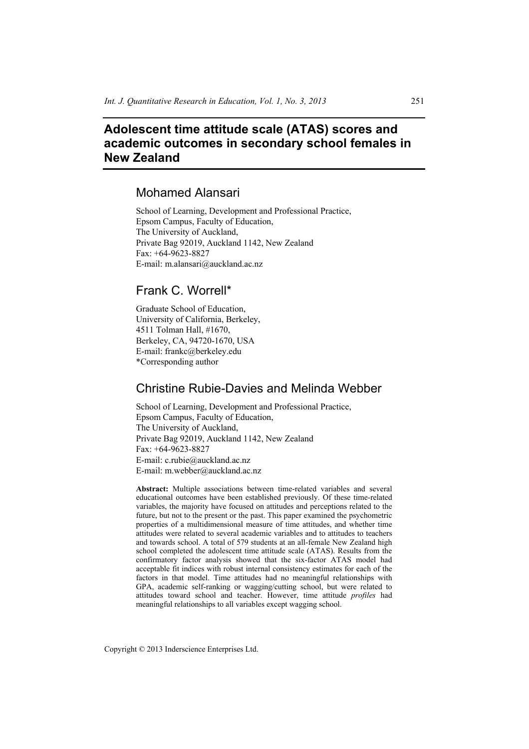# Adolescent time attitude scale (ATAS) scores and academic outcomes in secondary school females in New Zealand

## Mohamed Alansari

School of Learning, Development and Professional Practice,
Epsom Campus, Faculty of Education,
The University of Auckland,
Private Bag 92019, Auckland 1142, New Zealand
Fax: +64-9623-8827
E-mail: m.alansari@auckland.ac.nz

## Frank C. Worrell*

Graduate School of Education,
University of California, Berkeley,
4511 Tolman Hall, #1670,
Berkeley, CA, 94720-1670, USA
E-mail: frankc@berkeley.edu
*Corresponding author

## Christine Rubie-Davies and Melinda Webber

School of Learning, Development and Professional Practice,
Epsom Campus, Faculty of Education,
The University of Auckland,
Private Bag 92019, Auckland 1142, New Zealand
Fax: +64-9623-8827
E-mail: c.rubie@auckland.ac.nz
E-mail: m.webber@auckland.ac.nz

**Abstract:** Multiple associations between time-related variables and several educational outcomes have been established previously. Of these time-related variables, the majority have focused on attitudes and perceptions related to the future, but not to the present or the past. This paper examined the psychometric properties of a multidimensional measure of time attitudes, and whether time attitudes were related to several academic variables and to attitudes to teachers and towards school. A total of 579 students at an all-female New Zealand high school completed the adolescent time attitude scale (ATAS). Results from the confirmatory factor analysis showed that the six-factor ATAS model had acceptable fit indices with robust internal consistency estimates for each of the factors in that model. Time attitudes had no meaningful relationships with GPA, academic self-ranking or wagging/cutting school, but were related to attitudes toward school and teacher. However, time attitude *profiles* had meaningful relationships to all variables except wagging school.

Copyright © 2013 Inderscience Enterprises Ltd.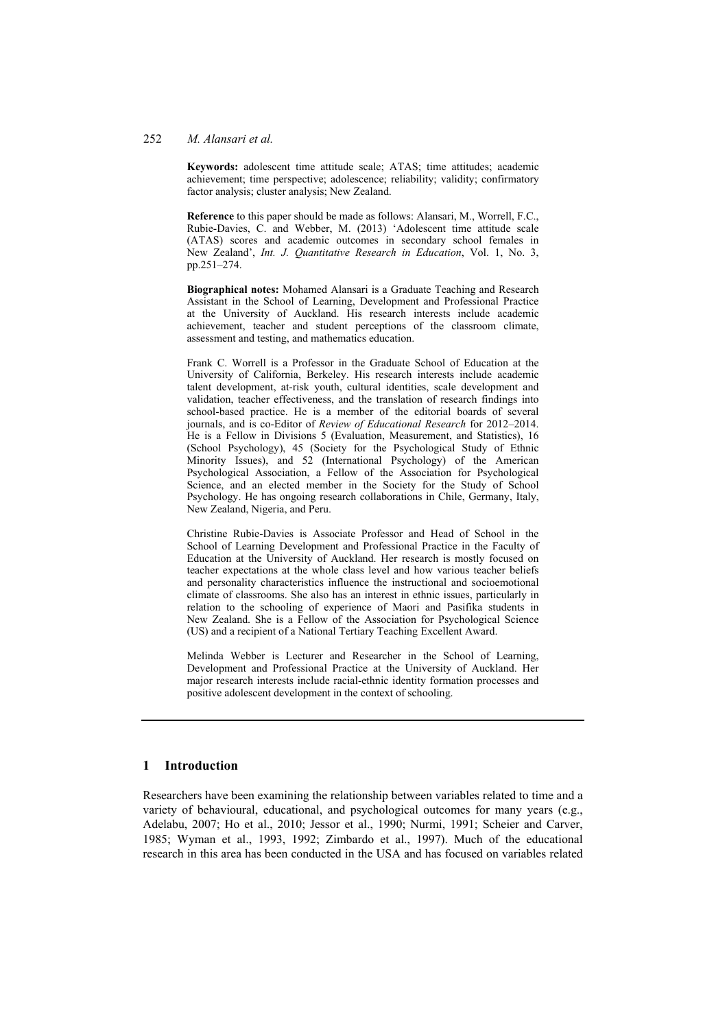**Keywords:** adolescent time attitude scale; ATAS; time attitudes; academic achievement; time perspective; adolescence; reliability; validity; confirmatory factor analysis; cluster analysis; New Zealand.

**Reference** to this paper should be made as follows: Alansari, M., Worrell, F.C., Rubie-Davies, C. and Webber, M. (2013) 'Adolescent time attitude scale (ATAS) scores and academic outcomes in secondary school females in New Zealand', *Int. J. Quantitative Research in Education*, Vol. 1, No. 3, pp.251–274.

**Biographical notes:** Mohamed Alansari is a Graduate Teaching and Research Assistant in the School of Learning, Development and Professional Practice at the University of Auckland. His research interests include academic achievement, teacher and student perceptions of the classroom climate, assessment and testing, and mathematics education.

Frank C. Worrell is a Professor in the Graduate School of Education at the University of California, Berkeley. His research interests include academic talent development, at-risk youth, cultural identities, scale development and validation, teacher effectiveness, and the translation of research findings into school-based practice. He is a member of the editorial boards of several journals, and is co-Editor of *Review of Educational Research* for 2012–2014. He is a Fellow in Divisions 5 (Evaluation, Measurement, and Statistics), 16 (School Psychology), 45 (Society for the Psychological Study of Ethnic Minority Issues), and 52 (International Psychology) of the American Psychological Association, a Fellow of the Association for Psychological Science, and an elected member in the Society for the Study of School Psychology. He has ongoing research collaborations in Chile, Germany, Italy, New Zealand, Nigeria, and Peru.

Christine Rubie-Davies is Associate Professor and Head of School in the School of Learning Development and Professional Practice in the Faculty of Education at the University of Auckland. Her research is mostly focused on teacher expectations at the whole class level and how various teacher beliefs and personality characteristics influence the instructional and socioemotional climate of classrooms. She also has an interest in ethnic issues, particularly in relation to the schooling of experience of Maori and Pasifika students in New Zealand. She is a Fellow of the Association for Psychological Science (US) and a recipient of a National Tertiary Teaching Excellent Award.

Melinda Webber is Lecturer and Researcher in the School of Learning, Development and Professional Practice at the University of Auckland. Her major research interests include racial-ethnic identity formation processes and positive adolescent development in the context of schooling.

## 1 Introduction

Researchers have been examining the relationship between variables related to time and a variety of behavioural, educational, and psychological outcomes for many years (e.g., Adelabu, 2007; Ho et al., 2010; Jessor et al., 1990; Nurmi, 1991; Scheier and Carver, 1985; Wyman et al., 1993, 1992; Zimbardo et al., 1997). Much of the educational research in this area has been conducted in the USA and has focused on variables related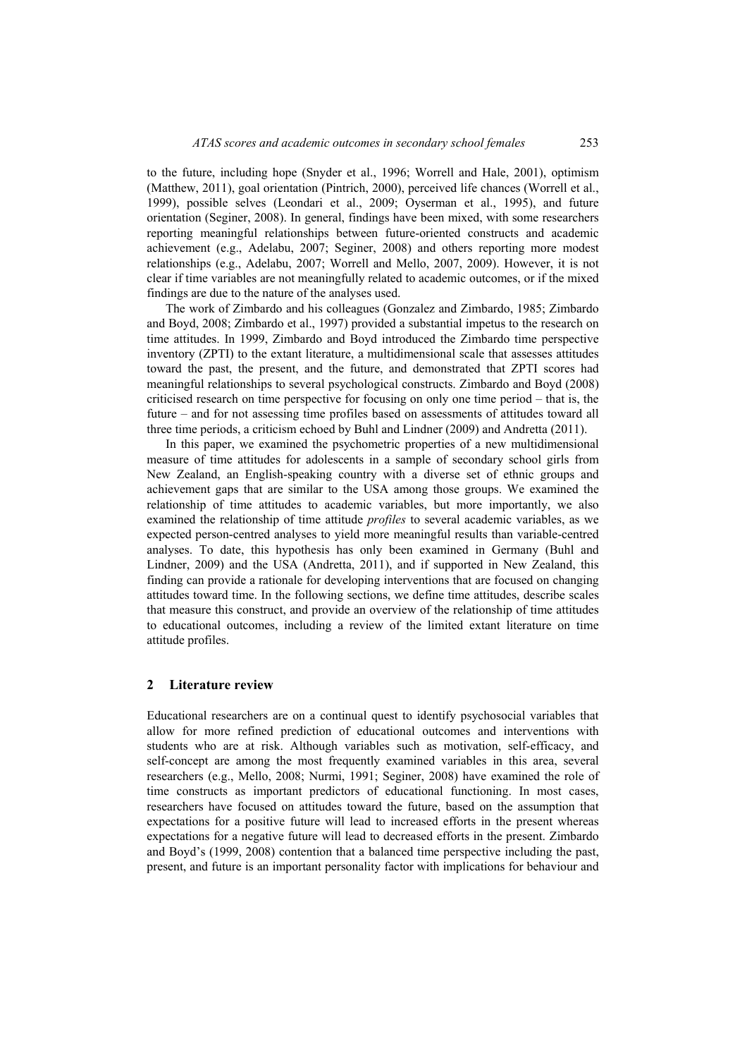to the future, including hope (Snyder et al., 1996; Worrell and Hale, 2001), optimism (Matthew, 2011), goal orientation (Pintrich, 2000), perceived life chances (Worrell et al., 1999), possible selves (Leondari et al., 2009; Oyserman et al., 1995), and future orientation (Seginer, 2008). In general, findings have been mixed, with some researchers reporting meaningful relationships between future-oriented constructs and academic achievement (e.g., Adelabu, 2007; Seginer, 2008) and others reporting more modest relationships (e.g., Adelabu, 2007; Worrell and Mello, 2007, 2009). However, it is not clear if time variables are not meaningfully related to academic outcomes, or if the mixed findings are due to the nature of the analyses used.

The work of Zimbardo and his colleagues (Gonzalez and Zimbardo, 1985; Zimbardo and Boyd, 2008; Zimbardo et al., 1997) provided a substantial impetus to the research on time attitudes. In 1999, Zimbardo and Boyd introduced the Zimbardo time perspective inventory (ZPTI) to the extant literature, a multidimensional scale that assesses attitudes toward the past, the present, and the future, and demonstrated that ZPTI scores had meaningful relationships to several psychological constructs. Zimbardo and Boyd (2008) criticised research on time perspective for focusing on only one time period – that is, the future – and for not assessing time profiles based on assessments of attitudes toward all three time periods, a criticism echoed by Buhl and Lindner (2009) and Andretta (2011).

In this paper, we examined the psychometric properties of a new multidimensional measure of time attitudes for adolescents in a sample of secondary school girls from New Zealand, an English-speaking country with a diverse set of ethnic groups and achievement gaps that are similar to the USA among those groups. We examined the relationship of time attitudes to academic variables, but more importantly, we also examined the relationship of time attitude *profiles* to several academic variables, as we expected person-centred analyses to yield more meaningful results than variable-centred analyses. To date, this hypothesis has only been examined in Germany (Buhl and Lindner, 2009) and the USA (Andretta, 2011), and if supported in New Zealand, this finding can provide a rationale for developing interventions that are focused on changing attitudes toward time. In the following sections, we define time attitudes, describe scales that measure this construct, and provide an overview of the relationship of time attitudes to educational outcomes, including a review of the limited extant literature on time attitude profiles.

## 2 Literature review

Educational researchers are on a continual quest to identify psychosocial variables that allow for more refined prediction of educational outcomes and interventions with students who are at risk. Although variables such as motivation, self-efficacy, and self-concept are among the most frequently examined variables in this area, several researchers (e.g., Mello, 2008; Nurmi, 1991; Seginer, 2008) have examined the role of time constructs as important predictors of educational functioning. In most cases, researchers have focused on attitudes toward the future, based on the assumption that expectations for a positive future will lead to increased efforts in the present whereas expectations for a negative future will lead to decreased efforts in the present. Zimbardo and Boyd's (1999, 2008) contention that a balanced time perspective including the past, present, and future is an important personality factor with implications for behaviour and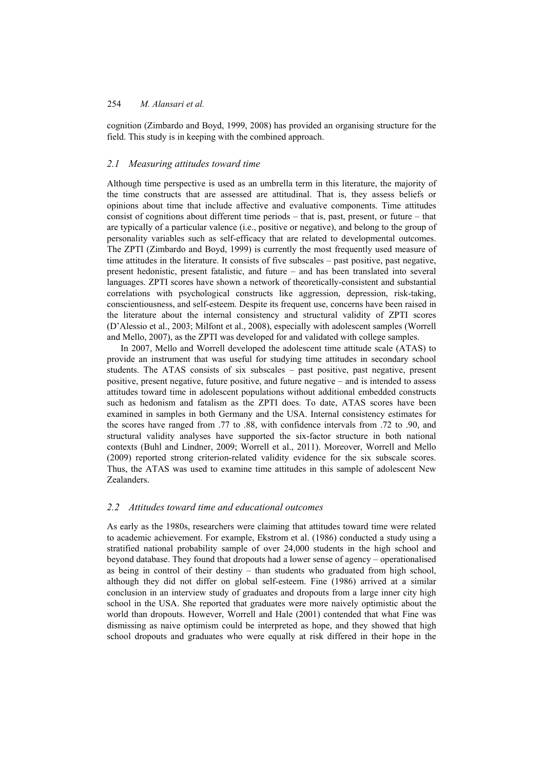cognition (Zimbardo and Boyd, 1999, 2008) has provided an organising structure for the field. This study is in keeping with the combined approach.

### *2.1 Measuring attitudes toward time*

Although time perspective is used as an umbrella term in this literature, the majority of the time constructs that are assessed are attitudinal. That is, they assess beliefs or opinions about time that include affective and evaluative components. Time attitudes consist of cognitions about different time periods – that is, past, present, or future – that are typically of a particular valence (i.e., positive or negative), and belong to the group of personality variables such as self-efficacy that are related to developmental outcomes. The ZPTI (Zimbardo and Boyd, 1999) is currently the most frequently used measure of time attitudes in the literature. It consists of five subscales – past positive, past negative, present hedonistic, present fatalistic, and future – and has been translated into several languages. ZPTI scores have shown a network of theoretically-consistent and substantial correlations with psychological constructs like aggression, depression, risk-taking, conscientiousness, and self-esteem. Despite its frequent use, concerns have been raised in the literature about the internal consistency and structural validity of ZPTI scores (D'Alessio et al., 2003; Milfont et al., 2008), especially with adolescent samples (Worrell and Mello, 2007), as the ZPTI was developed for and validated with college samples.

In 2007, Mello and Worrell developed the adolescent time attitude scale (ATAS) to provide an instrument that was useful for studying time attitudes in secondary school students. The ATAS consists of six subscales – past positive, past negative, present positive, present negative, future positive, and future negative – and is intended to assess attitudes toward time in adolescent populations without additional embedded constructs such as hedonism and fatalism as the ZPTI does. To date, ATAS scores have been examined in samples in both Germany and the USA. Internal consistency estimates for the scores have ranged from .77 to .88, with confidence intervals from .72 to .90, and structural validity analyses have supported the six-factor structure in both national contexts (Buhl and Lindner, 2009; Worrell et al., 2011). Moreover, Worrell and Mello (2009) reported strong criterion-related validity evidence for the six subscale scores. Thus, the ATAS was used to examine time attitudes in this sample of adolescent New Zealanders.

### *2.2 Attitudes toward time and educational outcomes*

As early as the 1980s, researchers were claiming that attitudes toward time were related to academic achievement. For example, Ekstrom et al. (1986) conducted a study using a stratified national probability sample of over 24,000 students in the high school and beyond database. They found that dropouts had a lower sense of agency – operationalised as being in control of their destiny – than students who graduated from high school, although they did not differ on global self-esteem. Fine (1986) arrived at a similar conclusion in an interview study of graduates and dropouts from a large inner city high school in the USA. She reported that graduates were more naively optimistic about the world than dropouts. However, Worrell and Hale (2001) contended that what Fine was dismissing as naive optimism could be interpreted as hope, and they showed that high school dropouts and graduates who were equally at risk differed in their hope in the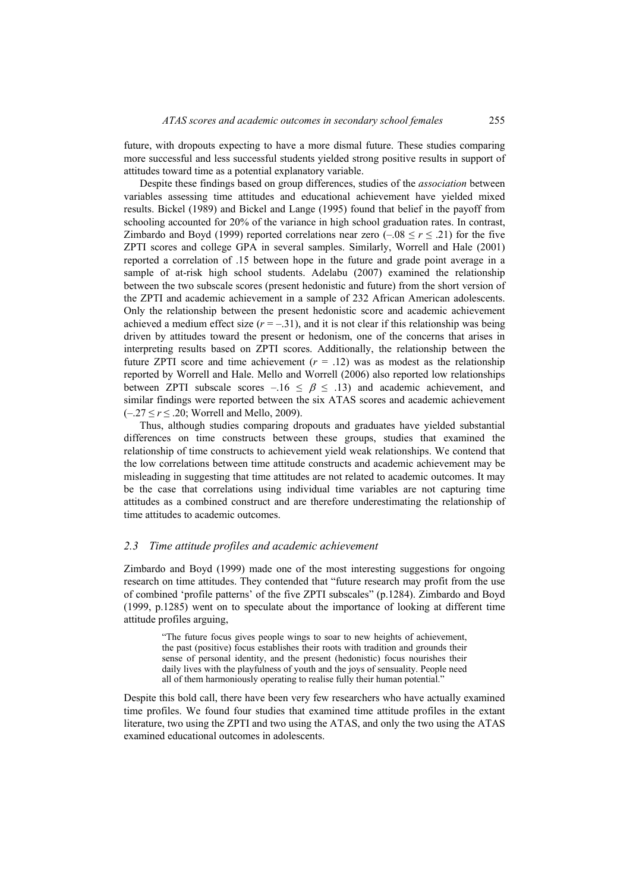future, with dropouts expecting to have a more dismal future. These studies comparing more successful and less successful students yielded strong positive results in support of attitudes toward time as a potential explanatory variable.

Despite these findings based on group differences, studies of the *association* between variables assessing time attitudes and educational achievement have yielded mixed results. Bickel (1989) and Bickel and Lange (1995) found that belief in the payoff from schooling accounted for 20% of the variance in high school graduation rates. In contrast, Zimbardo and Boyd (1999) reported correlations near zero ($-.08 \leq r \leq .21$) for the five ZPTI scores and college GPA in several samples. Similarly, Worrell and Hale (2001) reported a correlation of .15 between hope in the future and grade point average in a sample of at-risk high school students. Adelabu (2007) examined the relationship between the two subscale scores (present hedonistic and future) from the short version of the ZPTI and academic achievement in a sample of 232 African American adolescents. Only the relationship between the present hedonistic score and academic achievement achieved a medium effect size ($r = -.31$), and it is not clear if this relationship was being driven by attitudes toward the present or hedonism, one of the concerns that arises in interpreting results based on ZPTI scores. Additionally, the relationship between the future ZPTI score and time achievement ($r = .12$) was as modest as the relationship reported by Worrell and Hale. Mello and Worrell (2006) also reported low relationships between ZPTI subscale scores $-.16 \leq \beta \leq .13$) and academic achievement, and similar findings were reported between the six ATAS scores and academic achievement ($-.27 \leq r \leq .20$; Worrell and Mello, 2009).

Thus, although studies comparing dropouts and graduates have yielded substantial differences on time constructs between these groups, studies that examined the relationship of time constructs to achievement yield weak relationships. We contend that the low correlations between time attitude constructs and academic achievement may be misleading in suggesting that time attitudes are not related to academic outcomes. It may be the case that correlations using individual time variables are not capturing time attitudes as a combined construct and are therefore underestimating the relationship of time attitudes to academic outcomes.

### *2.3 Time attitude profiles and academic achievement*

Zimbardo and Boyd (1999) made one of the most interesting suggestions for ongoing research on time attitudes. They contended that "future research may profit from the use of combined 'profile patterns' of the five ZPTI subscales" (p.1284). Zimbardo and Boyd (1999, p.1285) went on to speculate about the importance of looking at different time attitude profiles arguing,

> "The future focus gives people wings to soar to new heights of achievement, the past (positive) focus establishes their roots with tradition and grounds their sense of personal identity, and the present (hedonistic) focus nourishes their daily lives with the playfulness of youth and the joys of sensuality. People need all of them harmoniously operating to realise fully their human potential."

Despite this bold call, there have been very few researchers who have actually examined time profiles. We found four studies that examined time attitude profiles in the extant literature, two using the ZPTI and two using the ATAS, and only the two using the ATAS examined educational outcomes in adolescents.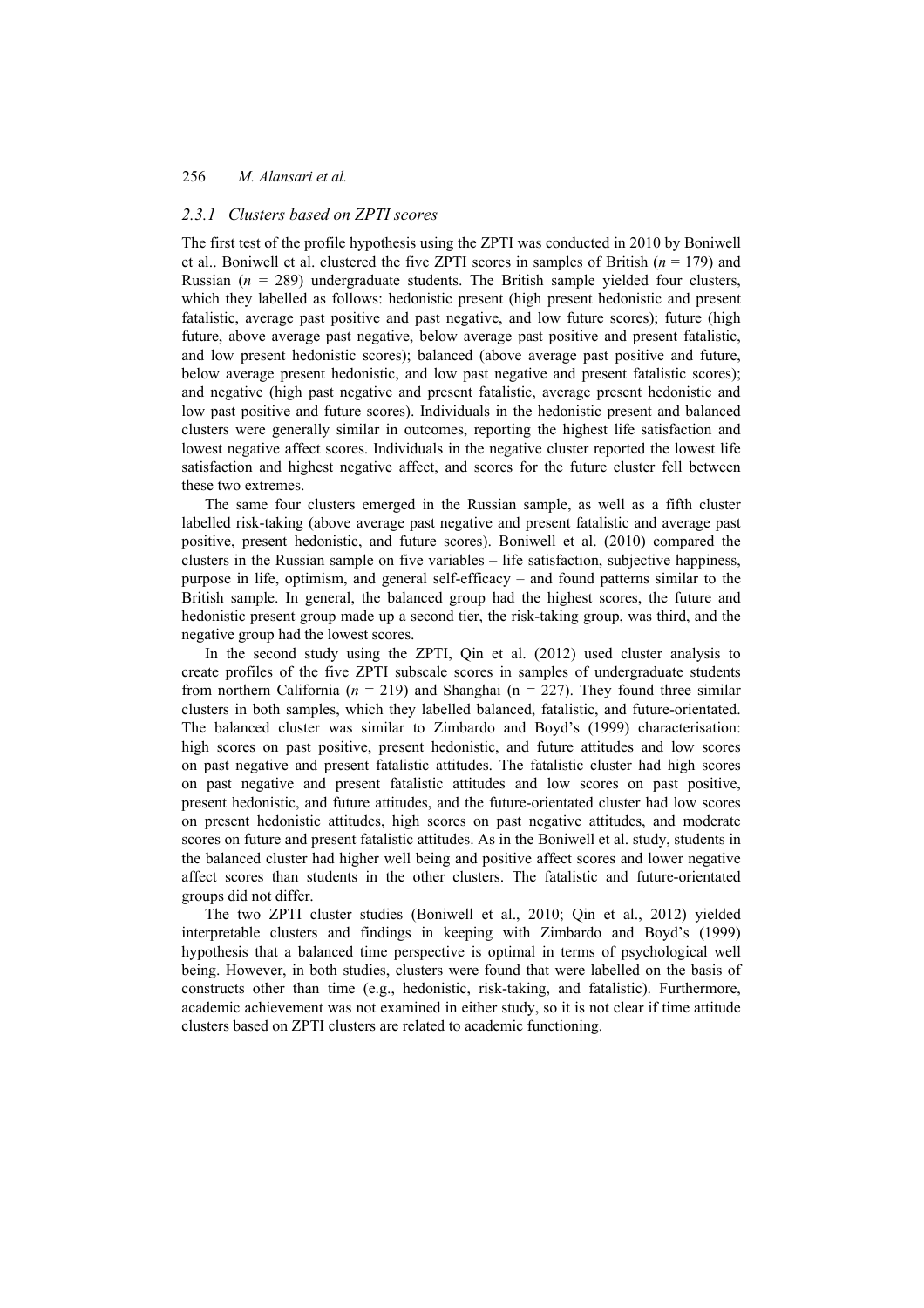### 2.3.1 Clusters based on ZPTI scores

The first test of the profile hypothesis using the ZPTI was conducted in 2010 by Boniwell et al.. Boniwell et al. clustered the five ZPTI scores in samples of British ($n$ = 179) and Russian ($n$ = 289) undergraduate students. The British sample yielded four clusters, which they labelled as follows: hedonistic present (high present hedonistic and present fatalistic, average past positive and past negative, and low future scores); future (high future, above average past negative, below average past positive and present fatalistic, and low present hedonistic scores); balanced (above average past positive and future, below average present hedonistic, and low past negative and present fatalistic scores); and negative (high past negative and present fatalistic, average present hedonistic and low past positive and future scores). Individuals in the hedonistic present and balanced clusters were generally similar in outcomes, reporting the highest life satisfaction and lowest negative affect scores. Individuals in the negative cluster reported the lowest life satisfaction and highest negative affect, and scores for the future cluster fell between these two extremes.

The same four clusters emerged in the Russian sample, as well as a fifth cluster labelled risk-taking (above average past negative and present fatalistic and average past positive, present hedonistic, and future scores). Boniwell et al. (2010) compared the clusters in the Russian sample on five variables – life satisfaction, subjective happiness, purpose in life, optimism, and general self-efficacy – and found patterns similar to the British sample. In general, the balanced group had the highest scores, the future and hedonistic present group made up a second tier, the risk-taking group, was third, and the negative group had the lowest scores.

In the second study using the ZPTI, Qin et al. (2012) used cluster analysis to create profiles of the five ZPTI subscale scores in samples of undergraduate students from northern California ($n$ = 219) and Shanghai (n = 227). They found three similar clusters in both samples, which they labelled balanced, fatalistic, and future-orientated. The balanced cluster was similar to Zimbardo and Boyd's (1999) characterisation: high scores on past positive, present hedonistic, and future attitudes and low scores on past negative and present fatalistic attitudes. The fatalistic cluster had high scores on past negative and present fatalistic attitudes and low scores on past positive, present hedonistic, and future attitudes, and the future-orientated cluster had low scores on present hedonistic attitudes, high scores on past negative attitudes, and moderate scores on future and present fatalistic attitudes. As in the Boniwell et al. study, students in the balanced cluster had higher well being and positive affect scores and lower negative affect scores than students in the other clusters. The fatalistic and future-orientated groups did not differ.

The two ZPTI cluster studies (Boniwell et al., 2010; Qin et al., 2012) yielded interpretable clusters and findings in keeping with Zimbardo and Boyd's (1999) hypothesis that a balanced time perspective is optimal in terms of psychological well being. However, in both studies, clusters were found that were labelled on the basis of constructs other than time (e.g., hedonistic, risk-taking, and fatalistic). Furthermore, academic achievement was not examined in either study, so it is not clear if time attitude clusters based on ZPTI clusters are related to academic functioning.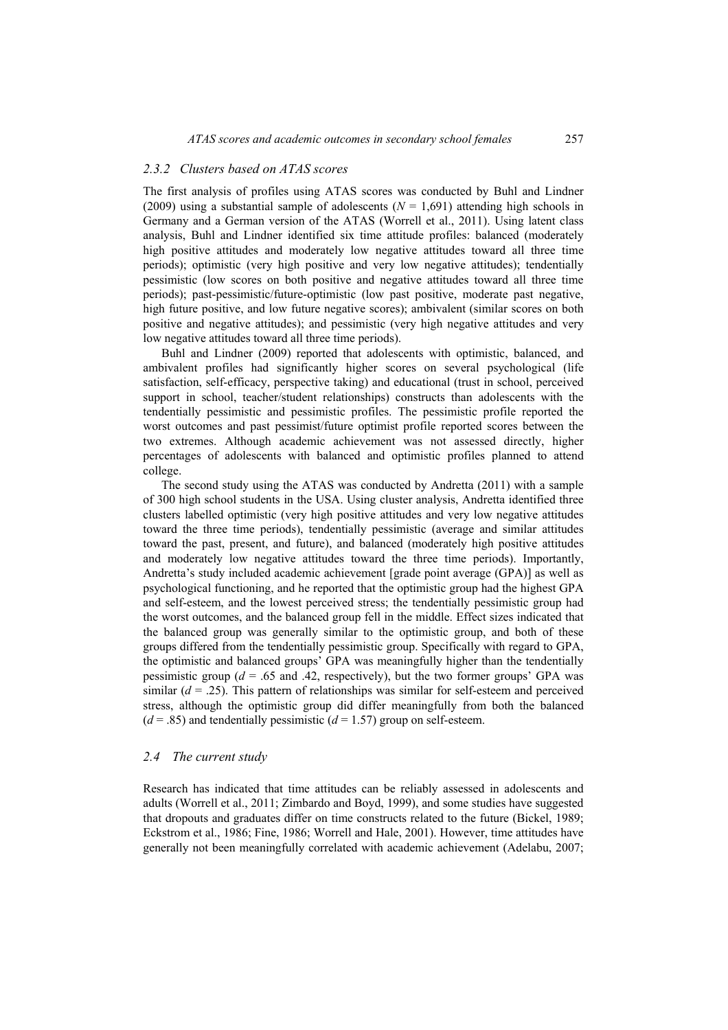### 2.3.2 Clusters based on ATAS scores

The first analysis of profiles using ATAS scores was conducted by Buhl and Lindner (2009) using a substantial sample of adolescents ($N$ = 1,691) attending high schools in Germany and a German version of the ATAS (Worrell et al., 2011). Using latent class analysis, Buhl and Lindner identified six time attitude profiles: balanced (moderately high positive attitudes and moderately low negative attitudes toward all three time periods); optimistic (very high positive and very low negative attitudes); tendentially pessimistic (low scores on both positive and negative attitudes toward all three time periods); past-pessimistic/future-optimistic (low past positive, moderate past negative, high future positive, and low future negative scores); ambivalent (similar scores on both positive and negative attitudes); and pessimistic (very high negative attitudes and very low negative attitudes toward all three time periods).

Buhl and Lindner (2009) reported that adolescents with optimistic, balanced, and ambivalent profiles had significantly higher scores on several psychological (life satisfaction, self-efficacy, perspective taking) and educational (trust in school, perceived support in school, teacher/student relationships) constructs than adolescents with the tendentially pessimistic and pessimistic profiles. The pessimistic profile reported the worst outcomes and past pessimist/future optimist profile reported scores between the two extremes. Although academic achievement was not assessed directly, higher percentages of adolescents with balanced and optimistic profiles planned to attend college.

The second study using the ATAS was conducted by Andretta (2011) with a sample of 300 high school students in the USA. Using cluster analysis, Andretta identified three clusters labelled optimistic (very high positive attitudes and very low negative attitudes toward the three time periods), tendentially pessimistic (average and similar attitudes toward the past, present, and future), and balanced (moderately high positive attitudes and moderately low negative attitudes toward the three time periods). Importantly, Andretta's study included academic achievement [grade point average (GPA)] as well as psychological functioning, and he reported that the optimistic group had the highest GPA and self-esteem, and the lowest perceived stress; the tendentially pessimistic group had the worst outcomes, and the balanced group fell in the middle. Effect sizes indicated that the balanced group was generally similar to the optimistic group, and both of these groups differed from the tendentially pessimistic group. Specifically with regard to GPA, the optimistic and balanced groups' GPA was meaningfully higher than the tendentially pessimistic group ($d$ = .65 and .42, respectively), but the two former groups' GPA was similar ($d$ = .25). This pattern of relationships was similar for self-esteem and perceived stress, although the optimistic group did differ meaningfully from both the balanced ($d$ = .85) and tendentially pessimistic ($d$ = 1.57) group on self-esteem.

## 2.4 The current study

Research has indicated that time attitudes can be reliably assessed in adolescents and adults (Worrell et al., 2011; Zimbardo and Boyd, 1999), and some studies have suggested that dropouts and graduates differ on time constructs related to the future (Bickel, 1989; Eckstrom et al., 1986; Fine, 1986; Worrell and Hale, 2001). However, time attitudes have generally not been meaningfully correlated with academic achievement (Adelabu, 2007;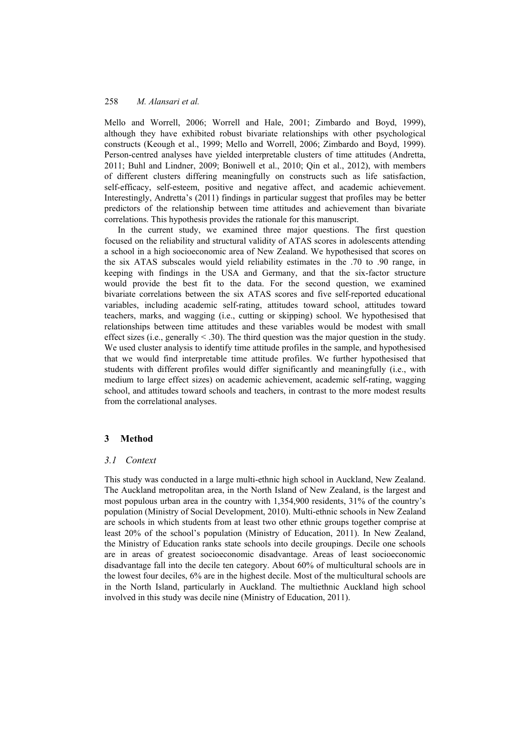Mello and Worrell, 2006; Worrell and Hale, 2001; Zimbardo and Boyd, 1999), although they have exhibited robust bivariate relationships with other psychological constructs (Keough et al., 1999; Mello and Worrell, 2006; Zimbardo and Boyd, 1999). Person-centred analyses have yielded interpretable clusters of time attitudes (Andretta, 2011; Buhl and Lindner, 2009; Boniwell et al., 2010; Qin et al., 2012), with members of different clusters differing meaningfully on constructs such as life satisfaction, self-efficacy, self-esteem, positive and negative affect, and academic achievement. Interestingly, Andretta's (2011) findings in particular suggest that profiles may be better predictors of the relationship between time attitudes and achievement than bivariate correlations. This hypothesis provides the rationale for this manuscript.

In the current study, we examined three major questions. The first question focused on the reliability and structural validity of ATAS scores in adolescents attending a school in a high socioeconomic area of New Zealand. We hypothesised that scores on the six ATAS subscales would yield reliability estimates in the .70 to .90 range, in keeping with findings in the USA and Germany, and that the six-factor structure would provide the best fit to the data. For the second question, we examined bivariate correlations between the six ATAS scores and five self-reported educational variables, including academic self-rating, attitudes toward school, attitudes toward teachers, marks, and wagging (i.e., cutting or skipping) school. We hypothesised that relationships between time attitudes and these variables would be modest with small effect sizes (i.e., generally < .30). The third question was the major question in the study. We used cluster analysis to identify time attitude profiles in the sample, and hypothesised that we would find interpretable time attitude profiles. We further hypothesised that students with different profiles would differ significantly and meaningfully (i.e., with medium to large effect sizes) on academic achievement, academic self-rating, wagging school, and attitudes toward schools and teachers, in contrast to the more modest results from the correlational analyses.

## 3 Method

### 3.1 Context

This study was conducted in a large multi-ethnic high school in Auckland, New Zealand. The Auckland metropolitan area, in the North Island of New Zealand, is the largest and most populous urban area in the country with 1,354,900 residents, 31% of the country's population (Ministry of Social Development, 2010). Multi-ethnic schools in New Zealand are schools in which students from at least two other ethnic groups together comprise at least 20% of the school's population (Ministry of Education, 2011). In New Zealand, the Ministry of Education ranks state schools into decile groupings. Decile one schools are in areas of greatest socioeconomic disadvantage. Areas of least socioeconomic disadvantage fall into the decile ten category. About 60% of multicultural schools are in the lowest four deciles, 6% are in the highest decile. Most of the multicultural schools are in the North Island, particularly in Auckland. The multiethnic Auckland high school involved in this study was decile nine (Ministry of Education, 2011).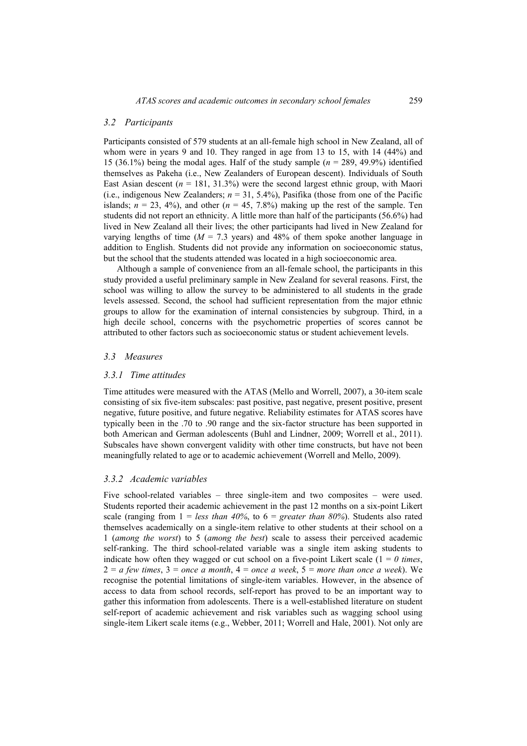### 3.2 Participants

Participants consisted of 579 students at an all-female high school in New Zealand, all of whom were in years 9 and 10. They ranged in age from 13 to 15, with 14 (44%) and 15 (36.1%) being the modal ages. Half of the study sample ($n$ = 289, 49.9%) identified themselves as Pakeha (i.e., New Zealanders of European descent). Individuals of South East Asian descent ($n$ = 181, 31.3%) were the second largest ethnic group, with Maori (i.e., indigenous New Zealanders; $n$ = 31, 5.4%), Pasifika (those from one of the Pacific islands; $n$ = 23, 4%), and other ($n$ = 45, 7.8%) making up the rest of the sample. Ten students did not report an ethnicity. A little more than half of the participants (56.6%) had lived in New Zealand all their lives; the other participants had lived in New Zealand for varying lengths of time ($M$ = 7.3 years) and 48% of them spoke another language in addition to English. Students did not provide any information on socioeconomic status, but the school that the students attended was located in a high socioeconomic area.

Although a sample of convenience from an all-female school, the participants in this study provided a useful preliminary sample in New Zealand for several reasons. First, the school was willing to allow the survey to be administered to all students in the grade levels assessed. Second, the school had sufficient representation from the major ethnic groups to allow for the examination of internal consistencies by subgroup. Third, in a high decile school, concerns with the psychometric properties of scores cannot be attributed to other factors such as socioeconomic status or student achievement levels.

### 3.3 Measures

#### 3.3.1 Time attitudes

Time attitudes were measured with the ATAS (Mello and Worrell, 2007), a 30-item scale consisting of six five-item subscales: past positive, past negative, present positive, present negative, future positive, and future negative. Reliability estimates for ATAS scores have typically been in the .70 to .90 range and the six-factor structure has been supported in both American and German adolescents (Buhl and Lindner, 2009; Worrell et al., 2011). Subscales have shown convergent validity with other time constructs, but have not been meaningfully related to age or to academic achievement (Worrell and Mello, 2009).

#### 3.3.2 Academic variables

Five school-related variables – three single-item and two composites – were used. Students reported their academic achievement in the past 12 months on a six-point Likert scale (ranging from 1 = *less than 40%*, to 6 = *greater than 80%*). Students also rated themselves academically on a single-item relative to other students at their school on a 1 (*among the worst*) to 5 (*among the best*) scale to assess their perceived academic self-ranking. The third school-related variable was a single item asking students to indicate how often they wagged or cut school on a five-point Likert scale (1 = *0 times*, 2 = *a few times*, 3 = *once a month*, 4 = *once a week*, 5 = *more than once a week*). We recognise the potential limitations of single-item variables. However, in the absence of access to data from school records, self-report has proved to be an important way to gather this information from adolescents. There is a well-established literature on student self-report of academic achievement and risk variables such as wagging school using single-item Likert scale items (e.g., Webber, 2011; Worrell and Hale, 2001). Not only are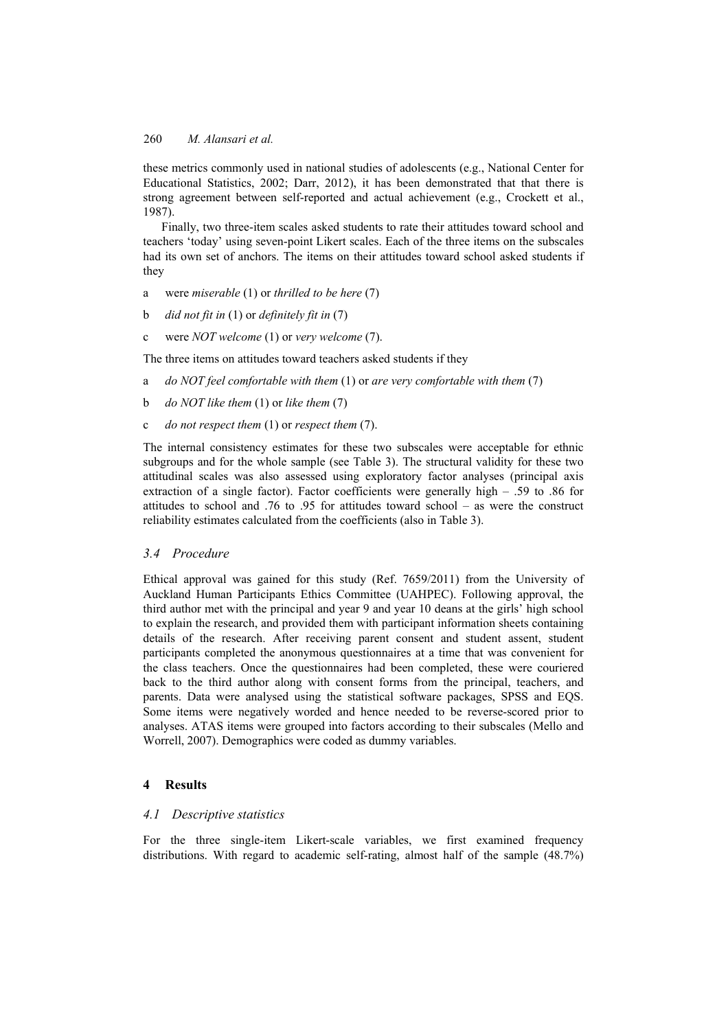these metrics commonly used in national studies of adolescents (e.g., National Center for Educational Statistics, 2002; Darr, 2012), it has been demonstrated that that there is strong agreement between self-reported and actual achievement (e.g., Crockett et al., 1987).

Finally, two three-item scales asked students to rate their attitudes toward school and teachers 'today' using seven-point Likert scales. Each of the three items on the subscales had its own set of anchors. The items on their attitudes toward school asked students if they

a were *miserable* (1) or *thrilled to be here* (7)

b *did not fit in* (1) or *definitely fit in* (7)

c were *NOT welcome* (1) or *very welcome* (7).

The three items on attitudes toward teachers asked students if they

a *do NOT feel comfortable with them* (1) or *are very comfortable with them* (7)

b *do NOT like them* (1) or *like them* (7)

c *do not respect them* (1) or *respect them* (7).

The internal consistency estimates for these two subscales were acceptable for ethnic subgroups and for the whole sample (see Table 3). The structural validity for these two attitudinal scales was also assessed using exploratory factor analyses (principal axis extraction of a single factor). Factor coefficients were generally high – .59 to .86 for attitudes to school and .76 to .95 for attitudes toward school – as were the construct reliability estimates calculated from the coefficients (also in Table 3).

### 3.4 Procedure

Ethical approval was gained for this study (Ref. 7659/2011) from the University of Auckland Human Participants Ethics Committee (UAHPEC). Following approval, the third author met with the principal and year 9 and year 10 deans at the girls' high school to explain the research, and provided them with participant information sheets containing details of the research. After receiving parent consent and student assent, student participants completed the anonymous questionnaires at a time that was convenient for the class teachers. Once the questionnaires had been completed, these were couriered back to the third author along with consent forms from the principal, teachers, and parents. Data were analysed using the statistical software packages, SPSS and EQS. Some items were negatively worded and hence needed to be reverse-scored prior to analyses. ATAS items were grouped into factors according to their subscales (Mello and Worrell, 2007). Demographics were coded as dummy variables.

## 4 Results

### 4.1 Descriptive statistics

For the three single-item Likert-scale variables, we first examined frequency distributions. With regard to academic self-rating, almost half of the sample (48.7%)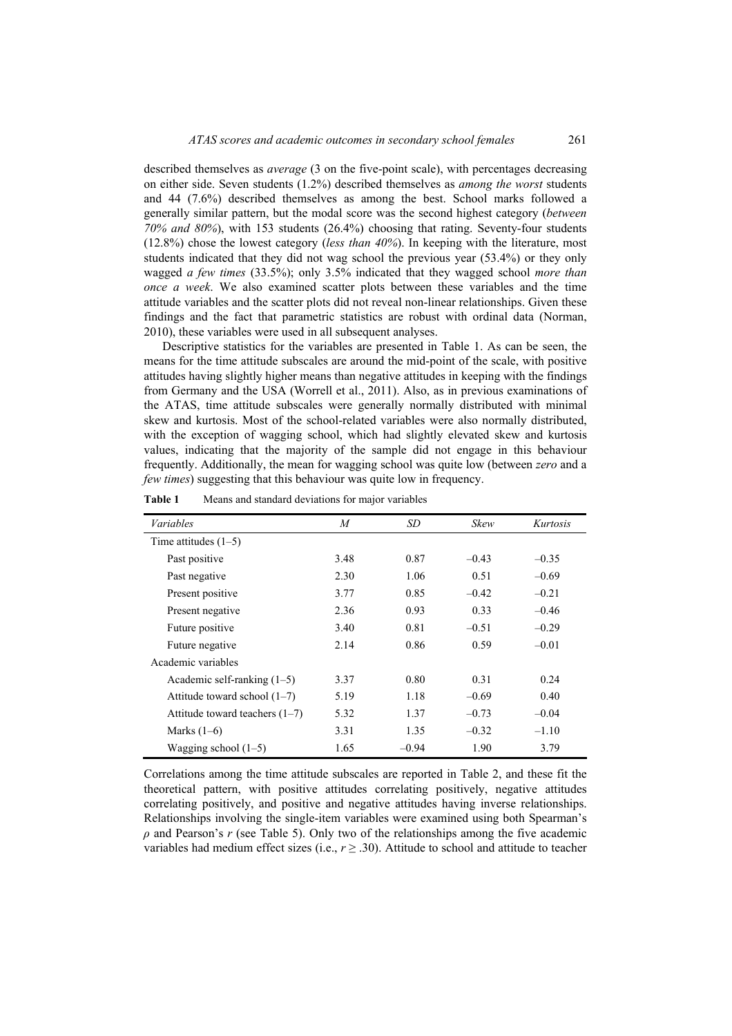described themselves as *average* (3 on the five-point scale), with percentages decreasing on either side. Seven students (1.2%) described themselves as *among the worst* students and 44 (7.6%) described themselves as among the best. School marks followed a generally similar pattern, but the modal score was the second highest category (*between 70% and 80%*), with 153 students (26.4%) choosing that rating. Seventy-four students (12.8%) chose the lowest category (*less than 40%*). In keeping with the literature, most students indicated that they did not wag school the previous year (53.4%) or they only wagged *a few times* (33.5%); only 3.5% indicated that they wagged school *more than once a week*. We also examined scatter plots between these variables and the time attitude variables and the scatter plots did not reveal non-linear relationships. Given these findings and the fact that parametric statistics are robust with ordinal data (Norman, 2010), these variables were used in all subsequent analyses.

Descriptive statistics for the variables are presented in Table 1. As can be seen, the means for the time attitude subscales are around the mid-point of the scale, with positive attitudes having slightly higher means than negative attitudes in keeping with the findings from Germany and the USA (Worrell et al., 2011). Also, as in previous examinations of the ATAS, time attitude subscales were generally normally distributed with minimal skew and kurtosis. Most of the school-related variables were also normally distributed, with the exception of wagging school, which had slightly elevated skew and kurtosis values, indicating that the majority of the sample did not engage in this behaviour frequently. Additionally, the mean for wagging school was quite low (between *zero* and a *few times*) suggesting that this behaviour was quite low in frequency.

**Table 1** Means and standard deviations for major variables

| *Variables* | *M* | *SD* | *Skew* | *Kurtosis* |
|---|---|---|---|---|
| Time attitudes (1–5) | | | | |
| Past positive | 3.48 | 0.87 | –0.43 | –0.35 |
| Past negative | 2.30 | 1.06 | 0.51 | –0.69 |
| Present positive | 3.77 | 0.85 | –0.42 | –0.21 |
| Present negative | 2.36 | 0.93 | 0.33 | –0.46 |
| Future positive | 3.40 | 0.81 | –0.51 | –0.29 |
| Future negative | 2.14 | 0.86 | 0.59 | –0.01 |
| Academic variables | | | | |
| Academic self-ranking (1–5) | 3.37 | 0.80 | 0.31 | 0.24 |
| Attitude toward school (1–7) | 5.19 | 1.18 | –0.69 | 0.40 |
| Attitude toward teachers (1–7) | 5.32 | 1.37 | –0.73 | –0.04 |
| Marks (1–6) | 3.31 | 1.35 | –0.32 | –1.10 |
| Wagging school (1–5) | 1.65 | –0.94 | 1.90 | 3.79 |

Correlations among the time attitude subscales are reported in Table 2, and these fit the theoretical pattern, with positive attitudes correlating positively, negative attitudes correlating positively, and positive and negative attitudes having inverse relationships. Relationships involving the single-item variables were examined using both Spearman's $\rho$ and Pearson's $r$ (see Table 5). Only two of the relationships among the five academic variables had medium effect sizes (i.e., $r \geq .30$). Attitude to school and attitude to teacher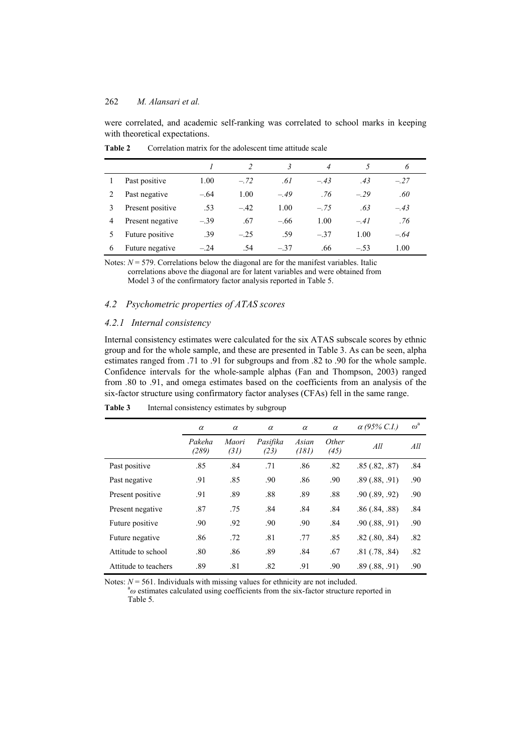were correlated, and academic self-ranking was correlated to school marks in keeping with theoretical expectations.

**Table 2** Correlation matrix for the adolescent time attitude scale

| | | *1* | *2* | *3* | *4* | *5* | *6* |
|---|---|---|---|---|---|---|---|
| 1 | Past positive | 1.00 | *–.72* | *.61* | *–.43* | *.43* | *–.27* |
| 2 | Past negative | –.64 | 1.00 | *–.49* | *.76* | *–.29* | *.60* |
| 3 | Present positive | .53 | –.42 | 1.00 | *–.75* | *.63* | *–.43* |
| 4 | Present negative | –.39 | .67 | –.66 | 1.00 | *–.41* | *.76* |
| 5 | Future positive | .39 | –.25 | .59 | –.37 | 1.00 | *–.64* |
| 6 | Future negative | –.24 | .54 | –.37 | .66 | –.53 | 1.00 |

Notes: $N = 579$. Correlations below the diagonal are for the manifest variables. Italic correlations above the diagonal are for latent variables and were obtained from Model 3 of the confirmatory factor analysis reported in Table 5.

### *4.2 Psychometric properties of ATAS scores*

#### *4.2.1 Internal consistency*

Internal consistency estimates were calculated for the six ATAS subscale scores by ethnic group and for the whole sample, and these are presented in Table 3. As can be seen, alpha estimates ranged from .71 to .91 for subgroups and from .82 to .90 for the whole sample. Confidence intervals for the whole-sample alphas (Fan and Thompson, 2003) ranged from .80 to .91, and omega estimates based on the coefficients from an analysis of the six-factor structure using confirmatory factor analyses (CFAs) fell in the same range.

**Table 3** Internal consistency estimates by subgroup

| | $\alpha$ | $\alpha$ | $\alpha$ | $\alpha$ | $\alpha$ | $\alpha$ *(95% C.I.)* | $\omega$[a] |
|---|---|---|---|---|---|---|---|
| | *Pakeha (289)* | *Maori (31)* | *Pasifika (23)* | *Asian (181)* | *Other (45)* | *All* | *All* |
| Past positive | .85 | .84 | .71 | .86 | .82 | .85 (.82, .87) | .84 |
| Past negative | .91 | .85 | .90 | .86 | .90 | .89 (.88, .91) | .90 |
| Present positive | .91 | .89 | .88 | .89 | .88 | .90 (.89, .92) | .90 |
| Present negative | .87 | .75 | .84 | .84 | .84 | .86 (.84, .88) | .84 |
| Future positive | .90 | .92 | .90 | .90 | .84 | .90 (.88, .91) | .90 |
| Future negative | .86 | .72 | .81 | .77 | .85 | .82 (.80, .84) | .82 |
| Attitude to school | .80 | .86 | .89 | .84 | .67 | .81 (.78, .84) | .82 |
| Attitude to teachers | .89 | .81 | .82 | .91 | .90 | .89 (.88, .91) | .90 |

Notes: $N = 561$. Individuals with missing values for ethnicity are not included.
[a] $\omega$ estimates calculated using coefficients from the six-factor structure reported in Table 5.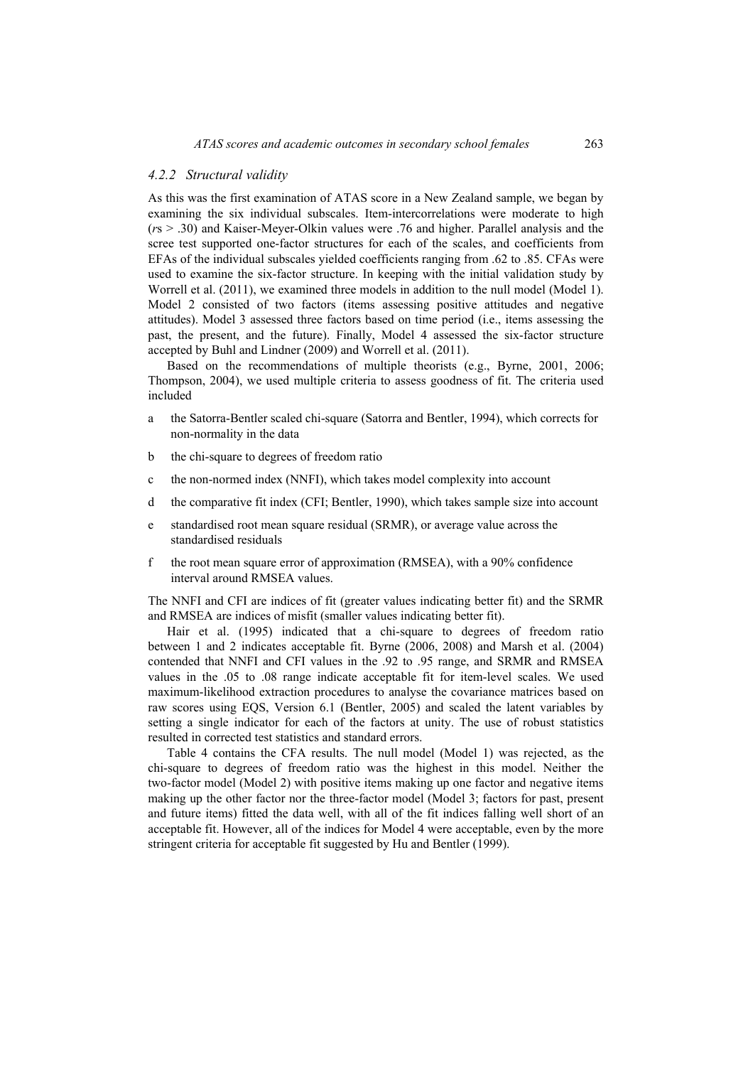### *4.2.2 Structural validity*

As this was the first examination of ATAS score in a New Zealand sample, we began by examining the six individual subscales. Item-intercorrelations were moderate to high (*r*s > .30) and Kaiser-Meyer-Olkin values were .76 and higher. Parallel analysis and the scree test supported one-factor structures for each of the scales, and coefficients from EFAs of the individual subscales yielded coefficients ranging from .62 to .85. CFAs were used to examine the six-factor structure. In keeping with the initial validation study by Worrell et al. (2011), we examined three models in addition to the null model (Model 1). Model 2 consisted of two factors (items assessing positive attitudes and negative attitudes). Model 3 assessed three factors based on time period (i.e., items assessing the past, the present, and the future). Finally, Model 4 assessed the six-factor structure accepted by Buhl and Lindner (2009) and Worrell et al. (2011).

Based on the recommendations of multiple theorists (e.g., Byrne, 2001, 2006; Thompson, 2004), we used multiple criteria to assess goodness of fit. The criteria used included

a the Satorra-Bentler scaled chi-square (Satorra and Bentler, 1994), which corrects for non-normality in the data

b the chi-square to degrees of freedom ratio

c the non-normed index (NNFI), which takes model complexity into account

d the comparative fit index (CFI; Bentler, 1990), which takes sample size into account

e standardised root mean square residual (SRMR), or average value across the standardised residuals

f the root mean square error of approximation (RMSEA), with a 90% confidence interval around RMSEA values.

The NNFI and CFI are indices of fit (greater values indicating better fit) and the SRMR and RMSEA are indices of misfit (smaller values indicating better fit).

Hair et al. (1995) indicated that a chi-square to degrees of freedom ratio between 1 and 2 indicates acceptable fit. Byrne (2006, 2008) and Marsh et al. (2004) contended that NNFI and CFI values in the .92 to .95 range, and SRMR and RMSEA values in the .05 to .08 range indicate acceptable fit for item-level scales. We used maximum-likelihood extraction procedures to analyse the covariance matrices based on raw scores using EQS, Version 6.1 (Bentler, 2005) and scaled the latent variables by setting a single indicator for each of the factors at unity. The use of robust statistics resulted in corrected test statistics and standard errors.

Table 4 contains the CFA results. The null model (Model 1) was rejected, as the chi-square to degrees of freedom ratio was the highest in this model. Neither the two-factor model (Model 2) with positive items making up one factor and negative items making up the other factor nor the three-factor model (Model 3; factors for past, present and future items) fitted the data well, with all of the fit indices falling well short of an acceptable fit. However, all of the indices for Model 4 were acceptable, even by the more stringent criteria for acceptable fit suggested by Hu and Bentler (1999).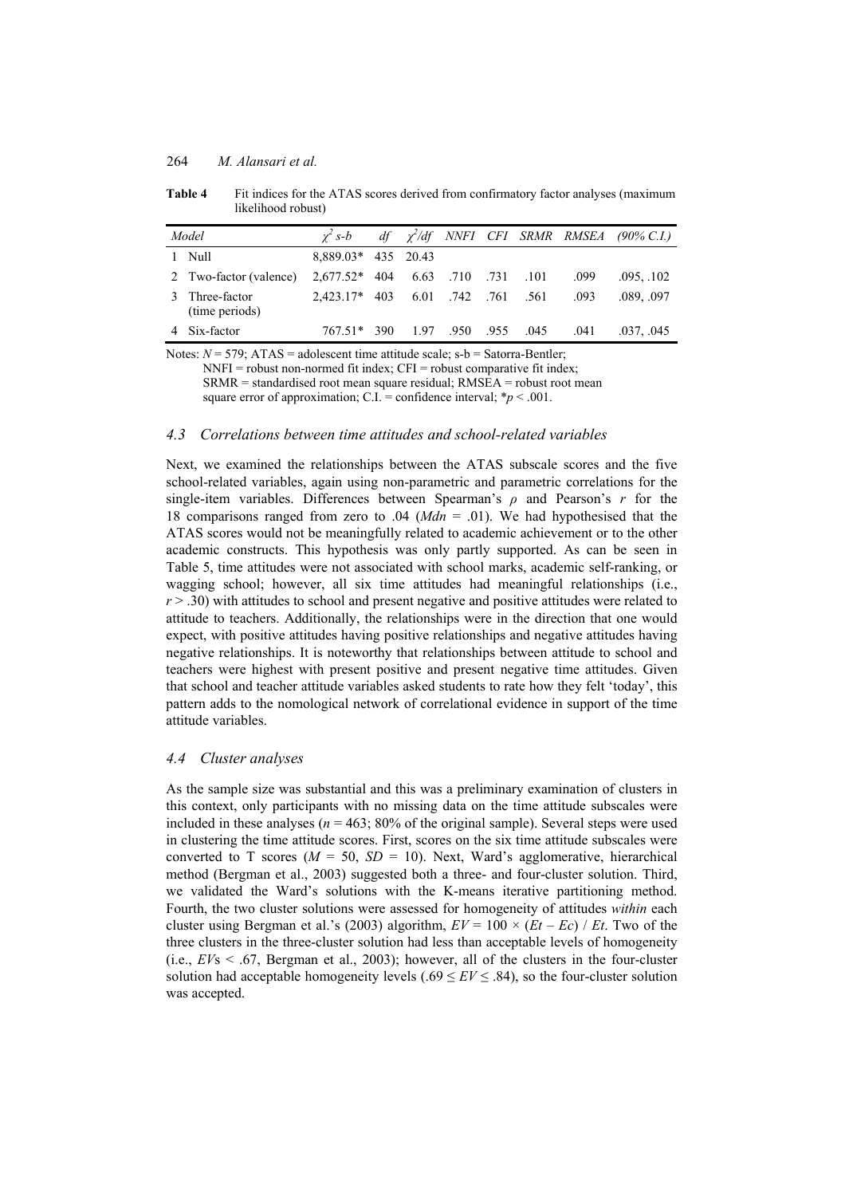**Table 4** Fit indices for the ATAS scores derived from confirmatory factor analyses (maximum likelihood robust)

| *Model* | $\chi^2$ *s-b* | *df* | $\chi^2/df$ | *NNFI* | *CFI* | *SRMR* | *RMSEA* | *(90% C.I.)* |
|---|---|---|---|---|---|---|---|---|
| 1 Null | 8,889.03* | 435 | 20.43 | | | | | |
| 2 Two-factor (valence) | 2,677.52* | 404 | 6.63 | .710 | .731 | .101 | .099 | .095, .102 |
| 3 Three-factor (time periods) | 2,423.17* | 403 | 6.01 | .742 | .761 | .561 | .093 | .089, .097 |
| 4 Six-factor | 767.51* | 390 | 1.97 | .950 | .955 | .045 | .041 | .037, .045 |

Notes: $N = 579$; ATAS = adolescent time attitude scale; s-b = Satorra-Bentler; NNFI = robust non-normed fit index; CFI = robust comparative fit index; SRMR = standardised root mean square residual; RMSEA = robust root mean square error of approximation; C.I. = confidence interval; $*p < .001$.

### 4.3 Correlations between time attitudes and school-related variables

Next, we examined the relationships between the ATAS subscale scores and the five school-related variables, again using non-parametric and parametric correlations for the single-item variables. Differences between Spearman's $\rho$ and Pearson's $r$ for the 18 comparisons ranged from zero to .04 ($Mdn$ = .01). We had hypothesised that the ATAS scores would not be meaningfully related to academic achievement or to the other academic constructs. This hypothesis was only partly supported. As can be seen in Table 5, time attitudes were not associated with school marks, academic self-ranking, or wagging school; however, all six time attitudes had meaningful relationships (i.e., $r > .30$) with attitudes to school and present negative and positive attitudes were related to attitude to teachers. Additionally, the relationships were in the direction that one would expect, with positive attitudes having positive relationships and negative attitudes having negative relationships. It is noteworthy that relationships between attitude to school and teachers were highest with present positive and present negative time attitudes. Given that school and teacher attitude variables asked students to rate how they felt 'today', this pattern adds to the nomological network of correlational evidence in support of the time attitude variables.

### 4.4 Cluster analyses

As the sample size was substantial and this was a preliminary examination of clusters in this context, only participants with no missing data on the time attitude subscales were included in these analyses ($n$ = 463; 80% of the original sample). Several steps were used in clustering the time attitude scores. First, scores on the six time attitude subscales were converted to T scores ($M$ = 50, $SD$ = 10). Next, Ward's agglomerative, hierarchical method (Bergman et al., 2003) suggested both a three- and four-cluster solution. Third, we validated the Ward's solutions with the K-means iterative partitioning method. Fourth, the two cluster solutions were assessed for homogeneity of attitudes *within* each cluster using Bergman et al.'s (2003) algorithm, $EV = 100 \times (Et - Ec) / Et$. Two of the three clusters in the three-cluster solution had less than acceptable levels of homogeneity (i.e., $EV$s < .67, Bergman et al., 2003); however, all of the clusters in the four-cluster solution had acceptable homogeneity levels ($.69 \leq EV \leq .84$), so the four-cluster solution was accepted.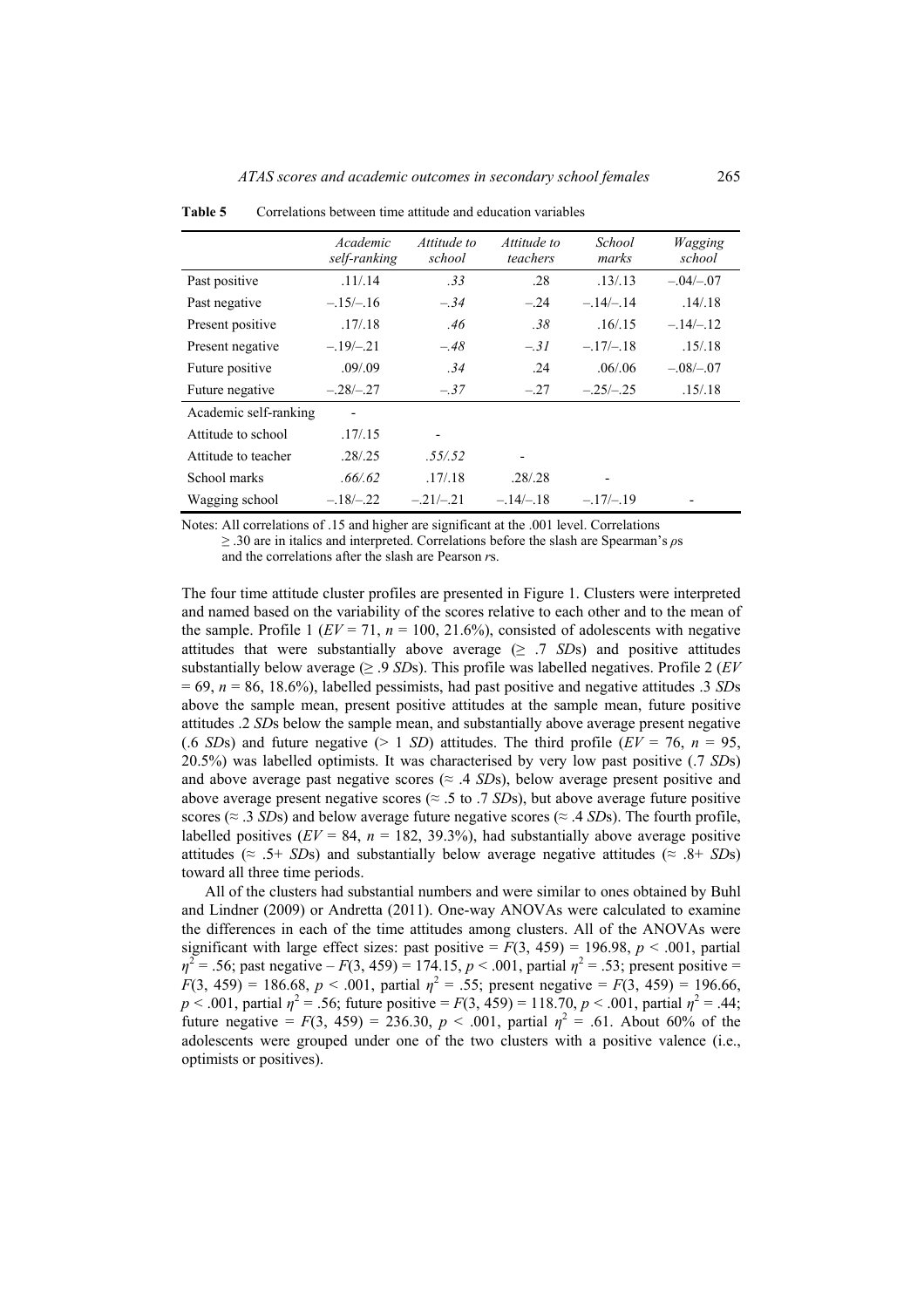**Table 5** Correlations between time attitude and education variables

| | *Academic self-ranking* | *Attitude to school* | *Attitude to teachers* | *School marks* | *Wagging school* |
|---|---|---|---|---|---|
| Past positive | .11/.14 | *.33* | .28 | .13/.13 | –.04/–.07 |
| Past negative | –.15/–.16 | *–.34* | –.24 | –.14/–.14 | .14/.18 |
| Present positive | .17/.18 | *.46* | *.38* | .16/.15 | –.14/–.12 |
| Present negative | –.19/–.21 | *–.48* | *–.31* | –.17/–.18 | .15/.18 |
| Future positive | .09/.09 | *.34* | .24 | .06/.06 | –.08/–.07 |
| Future negative | –.28/–.27 | *–.37* | –.27 | –.25/–.25 | .15/.18 |
| Academic self-ranking | - | | | | |
| Attitude to school | .17/.15 | - | | | |
| Attitude to teacher | .28/.25 | *.55/.52* | - | | |
| School marks | *.66/.62* | .17/.18 | .28/.28 | - | |
| Wagging school | –.18/–.22 | –.21/–.21 | –.14/–.18 | –.17/–.19 | - |

Notes: All correlations of .15 and higher are significant at the .001 level. Correlations ≥ .30 are in italics and interpreted. Correlations before the slash are Spearman's *ρ*s and the correlations after the slash are Pearson *r*s.

The four time attitude cluster profiles are presented in Figure 1. Clusters were interpreted and named based on the variability of the scores relative to each other and to the mean of the sample. Profile 1 ($EV = 71$, $n = 100$, 21.6%), consisted of adolescents with negative attitudes that were substantially above average (≥ .7 *SD*s) and positive attitudes substantially below average (≥ .9 *SD*s). This profile was labelled negatives. Profile 2 ($EV = 69$, $n = 86$, 18.6%), labelled pessimists, had past positive and negative attitudes .3 *SD*s above the sample mean, present positive attitudes at the sample mean, future positive attitudes .2 *SD*s below the sample mean, and substantially above average present negative (.6 *SD*s) and future negative (> 1 *SD*) attitudes. The third profile ($EV = 76$, $n = 95$, 20.5%) was labelled optimists. It was characterised by very low past positive (.7 *SD*s) and above average past negative scores (≈ .4 *SD*s), below average present positive and above average present negative scores (≈ .5 to .7 *SD*s), but above average future positive scores (≈ .3 *SD*s) and below average future negative scores (≈ .4 *SD*s). The fourth profile, labelled positives ($EV = 84$, $n = 182$, 39.3%), had substantially above average positive attitudes (≈ .5+ *SD*s) and substantially below average negative attitudes (≈ .8+ *SD*s) toward all three time periods.

All of the clusters had substantial numbers and were similar to ones obtained by Buhl and Lindner (2009) or Andretta (2011). One-way ANOVAs were calculated to examine the differences in each of the time attitudes among clusters. All of the ANOVAs were significant with large effect sizes: past positive = $F(3, 459) = 196.98$, $p < .001$, partial $\eta^2 = .56$; past negative – $F(3, 459) = 174.15$, $p < .001$, partial $\eta^2 = .53$; present positive = $F(3, 459) = 186.68$, $p < .001$, partial $\eta^2 = .55$; present negative = $F(3, 459) = 196.66$, $p < .001$, partial $\eta^2 = .56$; future positive = $F(3, 459) = 118.70$, $p < .001$, partial $\eta^2 = .44$; future negative = $F(3, 459) = 236.30$, $p < .001$, partial $\eta^2 = .61$. About 60% of the adolescents were grouped under one of the two clusters with a positive valence (i.e., optimists or positives).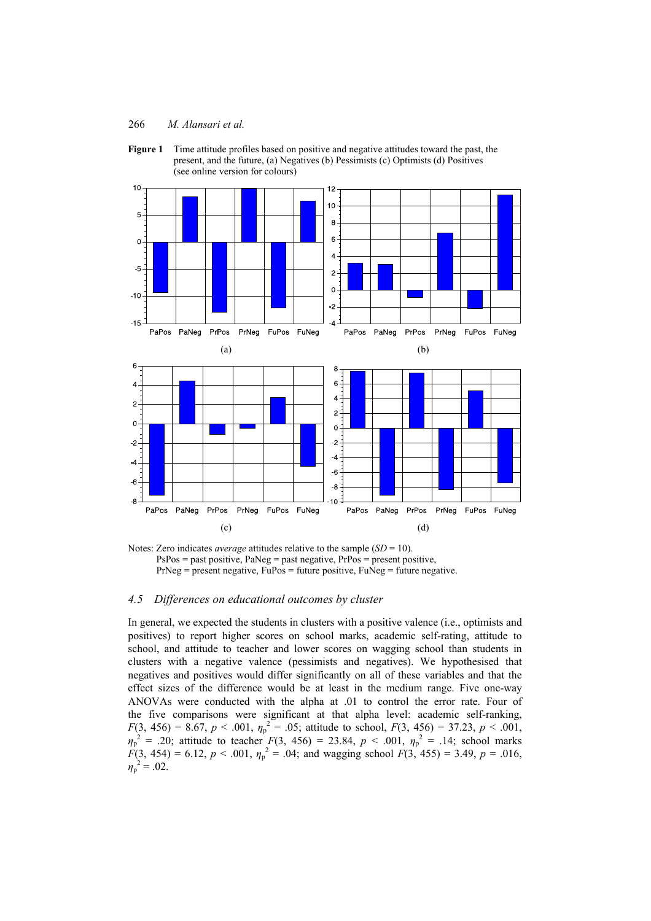**Figure 1** Time attitude profiles based on positive and negative attitudes toward the past, the present, and the future, (a) Negatives (b) Pessimists (c) Optimists (d) Positives (see online version for colours)

Notes: Zero indicates *average* attitudes relative to the sample (*SD* = 10).
PsPos = past positive, PaNeg = past negative, PrPos = present positive,
PrNeg = present negative, FuPos = future positive, FuNeg = future negative.

### 4.5 Differences on educational outcomes by cluster

In general, we expected the students in clusters with a positive valence (i.e., optimists and positives) to report higher scores on school marks, academic self-rating, attitude to school, and attitude to teacher and lower scores on wagging school than students in clusters with a negative valence (pessimists and negatives). We hypothesised that negatives and positives would differ significantly on all of these variables and that the effect sizes of the difference would be at least in the medium range. Five one-way ANOVAs were conducted with the alpha at .01 to control the error rate. Four of the five comparisons were significant at that alpha level: academic self-ranking, $F(3, 456) = 8.67$, $p < .001$, $\eta_p^2 = .05$; attitude to school, $F(3, 456) = 37.23$, $p < .001$, $\eta_p^2 = .20$; attitude to teacher $F(3, 456) = 23.84$, $p < .001$, $\eta_p^2 = .14$; school marks $F(3, 454) = 6.12$, $p < .001$, $\eta_p^2 = .04$; and wagging school $F(3, 455) = 3.49$, $p = .016$, $\eta_p^2 = .02$.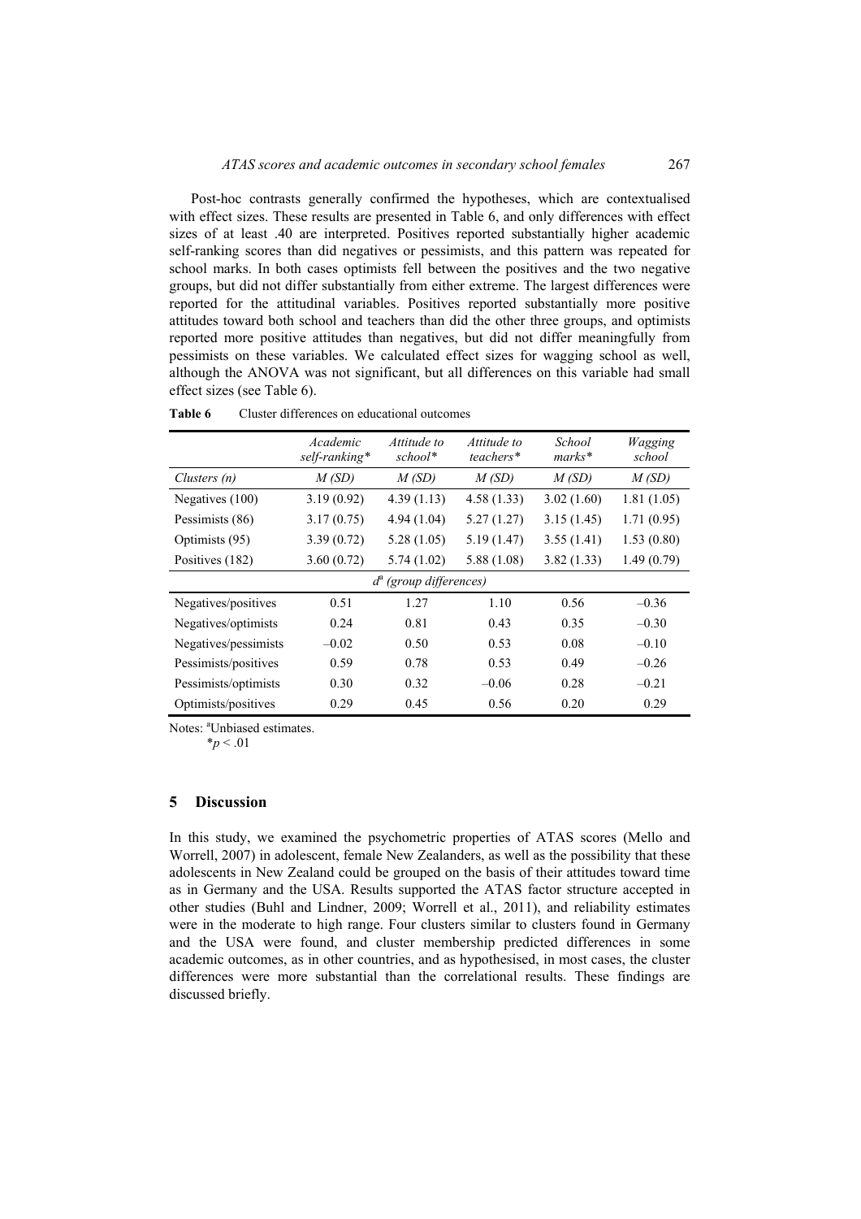Post-hoc contrasts generally confirmed the hypotheses, which are contextualised with effect sizes. These results are presented in Table 6, and only differences with effect sizes of at least .40 are interpreted. Positives reported substantially higher academic self-ranking scores than did negatives or pessimists, and this pattern was repeated for school marks. In both cases optimists fell between the positives and the two negative groups, but did not differ substantially from either extreme. The largest differences were reported for the attitudinal variables. Positives reported substantially more positive attitudes toward both school and teachers than did the other three groups, and optimists reported more positive attitudes than negatives, but did not differ meaningfully from pessimists on these variables. We calculated effect sizes for wagging school as well, although the ANOVA was not significant, but all differences on this variable had small effect sizes (see Table 6).

**Table 6** Cluster differences on educational outcomes

| | *Academic self-ranking\** | *Attitude to school\** | *Attitude to teachers\** | *School marks\** | *Wagging school* |
|---|---|---|---|---|---|
| *Clusters (n)* | *M (SD)* | *M (SD)* | *M (SD)* | *M (SD)* | *M (SD)* |
| Negatives (100) | 3.19 (0.92) | 4.39 (1.13) | 4.58 (1.33) | 3.02 (1.60) | 1.81 (1.05) |
| Pessimists (86) | 3.17 (0.75) | 4.94 (1.04) | 5.27 (1.27) | 3.15 (1.45) | 1.71 (0.95) |
| Optimists (95) | 3.39 (0.72) | 5.28 (1.05) | 5.19 (1.47) | 3.55 (1.41) | 1.53 (0.80) |
| Positives (182) | 3.60 (0.72) | 5.74 (1.02) | 5.88 (1.08) | 3.82 (1.33) | 1.49 (0.79) |
| | | $d^a$ *(group differences)* | | | |
| Negatives/positives | 0.51 | 1.27 | 1.10 | 0.56 | –0.36 |
| Negatives/optimists | 0.24 | 0.81 | 0.43 | 0.35 | –0.30 |
| Negatives/pessimists | –0.02 | 0.50 | 0.53 | 0.08 | –0.10 |
| Pessimists/positives | 0.59 | 0.78 | 0.53 | 0.49 | –0.26 |
| Pessimists/optimists | 0.30 | 0.32 | –0.06 | 0.28 | –0.21 |
| Optimists/positives | 0.29 | 0.45 | 0.56 | 0.20 | 0.29 |

Notes: [a]Unbiased estimates.
\* $p < .01$

## 5 Discussion

In this study, we examined the psychometric properties of ATAS scores (Mello and Worrell, 2007) in adolescent, female New Zealanders, as well as the possibility that these adolescents in New Zealand could be grouped on the basis of their attitudes toward time as in Germany and the USA. Results supported the ATAS factor structure accepted in other studies (Buhl and Lindner, 2009; Worrell et al., 2011), and reliability estimates were in the moderate to high range. Four clusters similar to clusters found in Germany and the USA were found, and cluster membership predicted differences in some academic outcomes, as in other countries, and as hypothesised, in most cases, the cluster differences were more substantial than the correlational results. These findings are discussed briefly.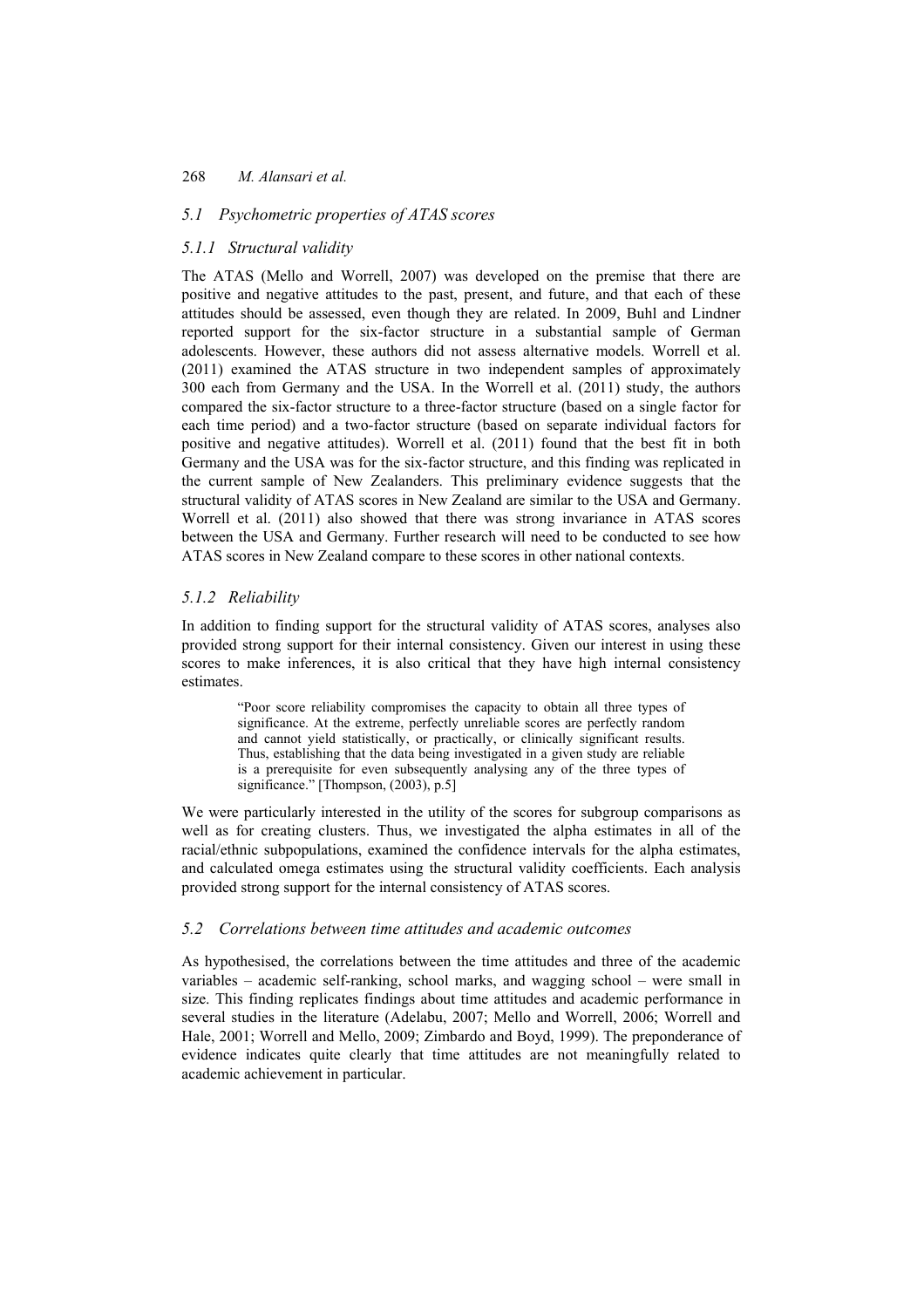## 5.1 Psychometric properties of ATAS scores

### 5.1.1 Structural validity

The ATAS (Mello and Worrell, 2007) was developed on the premise that there are positive and negative attitudes to the past, present, and future, and that each of these attitudes should be assessed, even though they are related. In 2009, Buhl and Lindner reported support for the six-factor structure in a substantial sample of German adolescents. However, these authors did not assess alternative models. Worrell et al. (2011) examined the ATAS structure in two independent samples of approximately 300 each from Germany and the USA. In the Worrell et al. (2011) study, the authors compared the six-factor structure to a three-factor structure (based on a single factor for each time period) and a two-factor structure (based on separate individual factors for positive and negative attitudes). Worrell et al. (2011) found that the best fit in both Germany and the USA was for the six-factor structure, and this finding was replicated in the current sample of New Zealanders. This preliminary evidence suggests that the structural validity of ATAS scores in New Zealand are similar to the USA and Germany. Worrell et al. (2011) also showed that there was strong invariance in ATAS scores between the USA and Germany. Further research will need to be conducted to see how ATAS scores in New Zealand compare to these scores in other national contexts.

### 5.1.2 Reliability

In addition to finding support for the structural validity of ATAS scores, analyses also provided strong support for their internal consistency. Given our interest in using these scores to make inferences, it is also critical that they have high internal consistency estimates.

> "Poor score reliability compromises the capacity to obtain all three types of significance. At the extreme, perfectly unreliable scores are perfectly random and cannot yield statistically, or practically, or clinically significant results. Thus, establishing that the data being investigated in a given study are reliable is a prerequisite for even subsequently analysing any of the three types of significance." [Thompson, (2003), p.5]

We were particularly interested in the utility of the scores for subgroup comparisons as well as for creating clusters. Thus, we investigated the alpha estimates in all of the racial/ethnic subpopulations, examined the confidence intervals for the alpha estimates, and calculated omega estimates using the structural validity coefficients. Each analysis provided strong support for the internal consistency of ATAS scores.

## 5.2 Correlations between time attitudes and academic outcomes

As hypothesised, the correlations between the time attitudes and three of the academic variables – academic self-ranking, school marks, and wagging school – were small in size. This finding replicates findings about time attitudes and academic performance in several studies in the literature (Adelabu, 2007; Mello and Worrell, 2006; Worrell and Hale, 2001; Worrell and Mello, 2009; Zimbardo and Boyd, 1999). The preponderance of evidence indicates quite clearly that time attitudes are not meaningfully related to academic achievement in particular.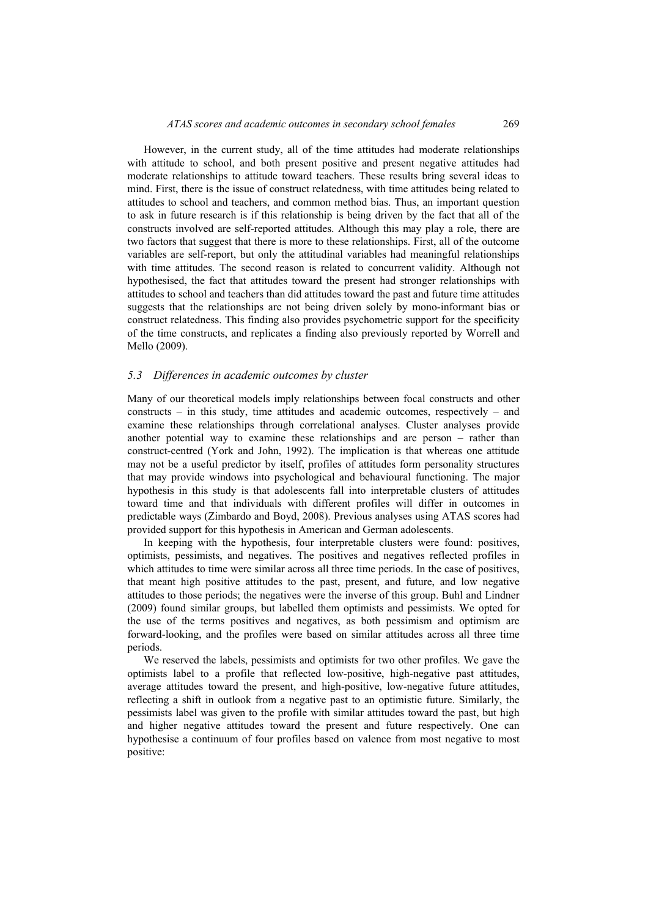However, in the current study, all of the time attitudes had moderate relationships with attitude to school, and both present positive and present negative attitudes had moderate relationships to attitude toward teachers. These results bring several ideas to mind. First, there is the issue of construct relatedness, with time attitudes being related to attitudes to school and teachers, and common method bias. Thus, an important question to ask in future research is if this relationship is being driven by the fact that all of the constructs involved are self-reported attitudes. Although this may play a role, there are two factors that suggest that there is more to these relationships. First, all of the outcome variables are self-report, but only the attitudinal variables had meaningful relationships with time attitudes. The second reason is related to concurrent validity. Although not hypothesised, the fact that attitudes toward the present had stronger relationships with attitudes to school and teachers than did attitudes toward the past and future time attitudes suggests that the relationships are not being driven solely by mono-informant bias or construct relatedness. This finding also provides psychometric support for the specificity of the time constructs, and replicates a finding also previously reported by Worrell and Mello (2009).

### *5.3 Differences in academic outcomes by cluster*

Many of our theoretical models imply relationships between focal constructs and other constructs – in this study, time attitudes and academic outcomes, respectively – and examine these relationships through correlational analyses. Cluster analyses provide another potential way to examine these relationships and are person – rather than construct-centred (York and John, 1992). The implication is that whereas one attitude may not be a useful predictor by itself, profiles of attitudes form personality structures that may provide windows into psychological and behavioural functioning. The major hypothesis in this study is that adolescents fall into interpretable clusters of attitudes toward time and that individuals with different profiles will differ in outcomes in predictable ways (Zimbardo and Boyd, 2008). Previous analyses using ATAS scores had provided support for this hypothesis in American and German adolescents.

In keeping with the hypothesis, four interpretable clusters were found: positives, optimists, pessimists, and negatives. The positives and negatives reflected profiles in which attitudes to time were similar across all three time periods. In the case of positives, that meant high positive attitudes to the past, present, and future, and low negative attitudes to those periods; the negatives were the inverse of this group. Buhl and Lindner (2009) found similar groups, but labelled them optimists and pessimists. We opted for the use of the terms positives and negatives, as both pessimism and optimism are forward-looking, and the profiles were based on similar attitudes across all three time periods.

We reserved the labels, pessimists and optimists for two other profiles. We gave the optimists label to a profile that reflected low-positive, high-negative past attitudes, average attitudes toward the present, and high-positive, low-negative future attitudes, reflecting a shift in outlook from a negative past to an optimistic future. Similarly, the pessimists label was given to the profile with similar attitudes toward the past, but high and higher negative attitudes toward the present and future respectively. One can hypothesise a continuum of four profiles based on valence from most negative to most positive: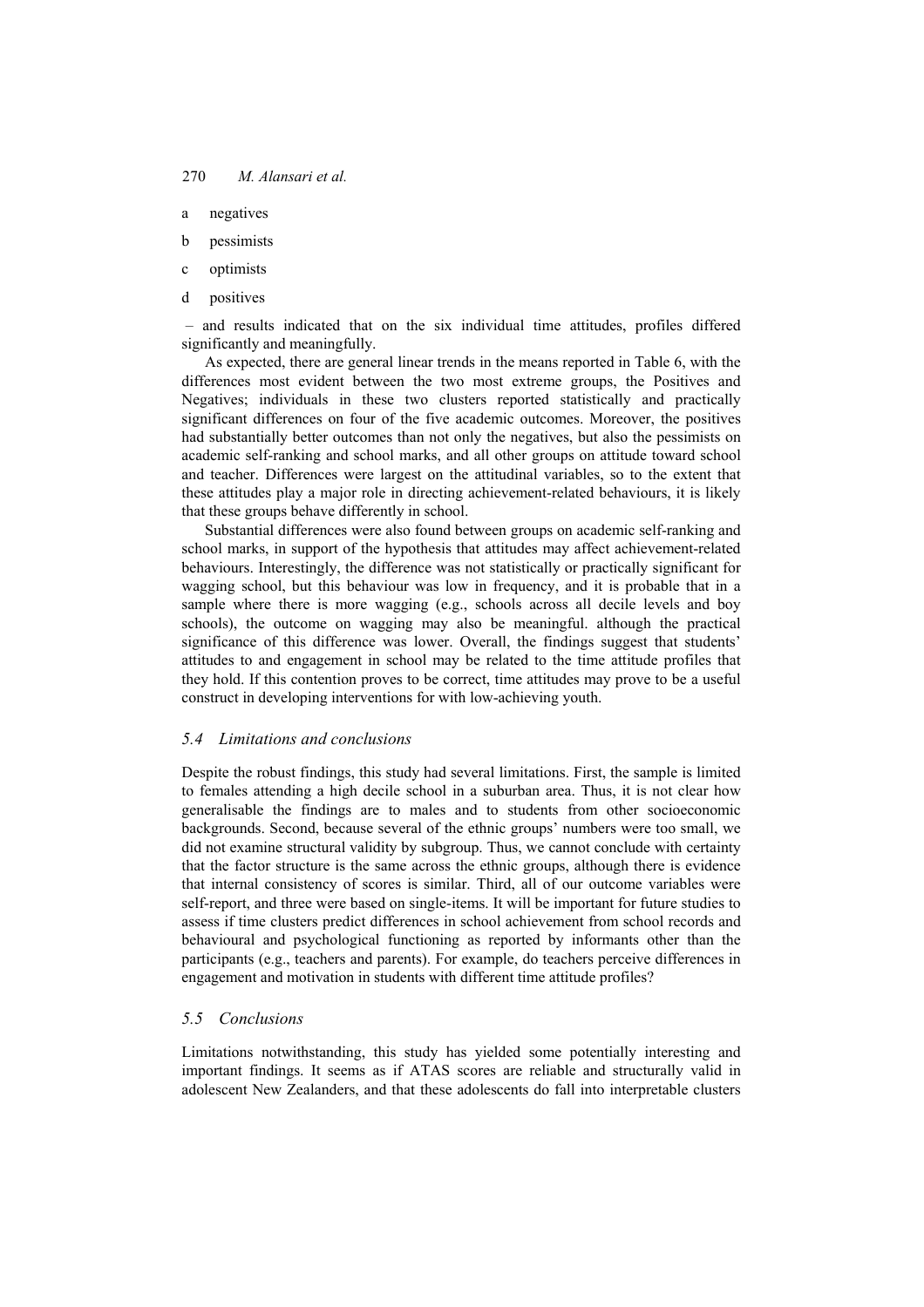a negatives

b pessimists

c optimists

d positives

– and results indicated that on the six individual time attitudes, profiles differed significantly and meaningfully.

As expected, there are general linear trends in the means reported in Table 6, with the differences most evident between the two most extreme groups, the Positives and Negatives; individuals in these two clusters reported statistically and practically significant differences on four of the five academic outcomes. Moreover, the positives had substantially better outcomes than not only the negatives, but also the pessimists on academic self-ranking and school marks, and all other groups on attitude toward school and teacher. Differences were largest on the attitudinal variables, so to the extent that these attitudes play a major role in directing achievement-related behaviours, it is likely that these groups behave differently in school.

Substantial differences were also found between groups on academic self-ranking and school marks, in support of the hypothesis that attitudes may affect achievement-related behaviours. Interestingly, the difference was not statistically or practically significant for wagging school, but this behaviour was low in frequency, and it is probable that in a sample where there is more wagging (e.g., schools across all decile levels and boy schools), the outcome on wagging may also be meaningful. although the practical significance of this difference was lower. Overall, the findings suggest that students' attitudes to and engagement in school may be related to the time attitude profiles that they hold. If this contention proves to be correct, time attitudes may prove to be a useful construct in developing interventions for with low-achieving youth.

### *5.4 Limitations and conclusions*

Despite the robust findings, this study had several limitations. First, the sample is limited to females attending a high decile school in a suburban area. Thus, it is not clear how generalisable the findings are to males and to students from other socioeconomic backgrounds. Second, because several of the ethnic groups' numbers were too small, we did not examine structural validity by subgroup. Thus, we cannot conclude with certainty that the factor structure is the same across the ethnic groups, although there is evidence that internal consistency of scores is similar. Third, all of our outcome variables were self-report, and three were based on single-items. It will be important for future studies to assess if time clusters predict differences in school achievement from school records and behavioural and psychological functioning as reported by informants other than the participants (e.g., teachers and parents). For example, do teachers perceive differences in engagement and motivation in students with different time attitude profiles?

### *5.5 Conclusions*

Limitations notwithstanding, this study has yielded some potentially interesting and important findings. It seems as if ATAS scores are reliable and structurally valid in adolescent New Zealanders, and that these adolescents do fall into interpretable clusters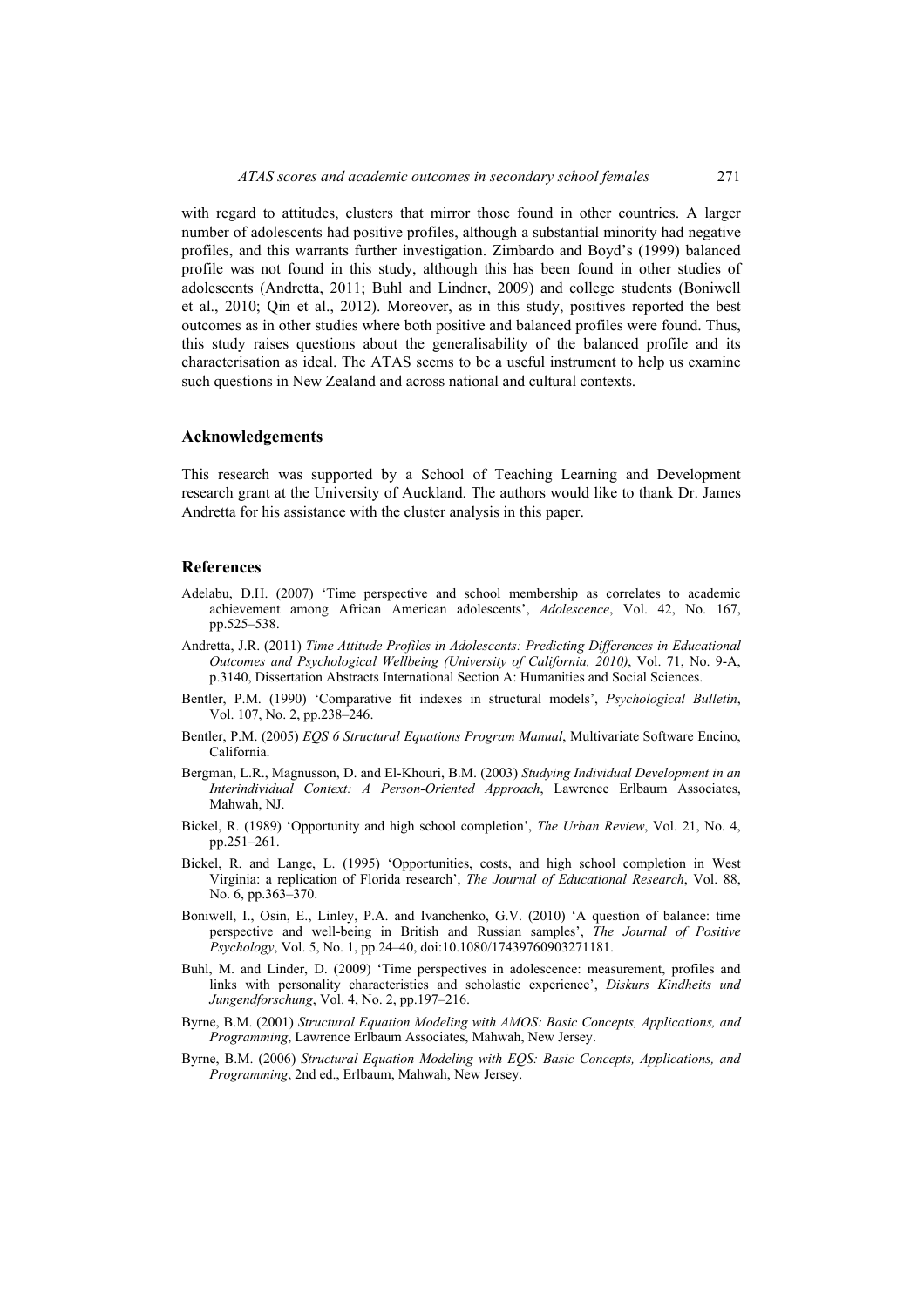with regard to attitudes, clusters that mirror those found in other countries. A larger number of adolescents had positive profiles, although a substantial minority had negative profiles, and this warrants further investigation. Zimbardo and Boyd's (1999) balanced profile was not found in this study, although this has been found in other studies of adolescents (Andretta, 2011; Buhl and Lindner, 2009) and college students (Boniwell et al., 2010; Qin et al., 2012). Moreover, as in this study, positives reported the best outcomes as in other studies where both positive and balanced profiles were found. Thus, this study raises questions about the generalisability of the balanced profile and its characterisation as ideal. The ATAS seems to be a useful instrument to help us examine such questions in New Zealand and across national and cultural contexts.

## Acknowledgements

This research was supported by a School of Teaching Learning and Development research grant at the University of Auckland. The authors would like to thank Dr. James Andretta for his assistance with the cluster analysis in this paper.

## References

Adelabu, D.H. (2007) 'Time perspective and school membership as correlates to academic achievement among African American adolescents', *Adolescence*, Vol. 42, No. 167, pp.525–538.

Andretta, J.R. (2011) *Time Attitude Profiles in Adolescents: Predicting Differences in Educational Outcomes and Psychological Wellbeing (University of California, 2010)*, Vol. 71, No. 9-A, p.3140, Dissertation Abstracts International Section A: Humanities and Social Sciences.

Bentler, P.M. (1990) 'Comparative fit indexes in structural models', *Psychological Bulletin*, Vol. 107, No. 2, pp.238–246.

Bentler, P.M. (2005) *EQS 6 Structural Equations Program Manual*, Multivariate Software Encino, California.

Bergman, L.R., Magnusson, D. and El-Khouri, B.M. (2003) *Studying Individual Development in an Interindividual Context: A Person-Oriented Approach*, Lawrence Erlbaum Associates, Mahwah, NJ.

Bickel, R. (1989) 'Opportunity and high school completion', *The Urban Review*, Vol. 21, No. 4, pp.251–261.

Bickel, R. and Lange, L. (1995) 'Opportunities, costs, and high school completion in West Virginia: a replication of Florida research', *The Journal of Educational Research*, Vol. 88, No. 6, pp.363–370.

Boniwell, I., Osin, E., Linley, P.A. and Ivanchenko, G.V. (2010) 'A question of balance: time perspective and well-being in British and Russian samples', *The Journal of Positive Psychology*, Vol. 5, No. 1, pp.24–40, doi:10.1080/17439760903271181.

Buhl, M. and Linder, D. (2009) 'Time perspectives in adolescence: measurement, profiles and links with personality characteristics and scholastic experience', *Diskurs Kindheits und Jungendforschung*, Vol. 4, No. 2, pp.197–216.

Byrne, B.M. (2001) *Structural Equation Modeling with AMOS: Basic Concepts, Applications, and Programming*, Lawrence Erlbaum Associates, Mahwah, New Jersey.

Byrne, B.M. (2006) *Structural Equation Modeling with EQS: Basic Concepts, Applications, and Programming*, 2nd ed., Erlbaum, Mahwah, New Jersey.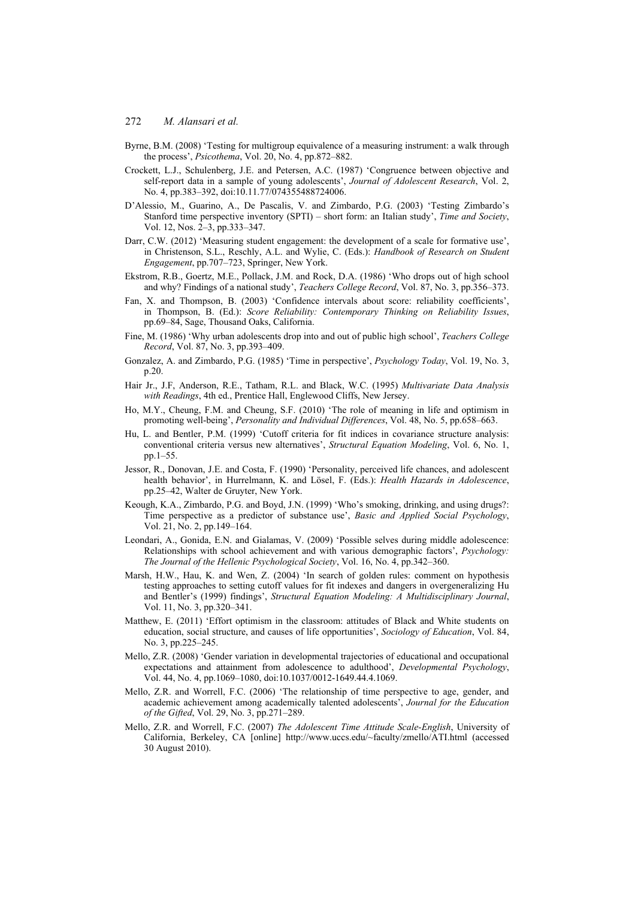Byrne, B.M. (2008) 'Testing for multigroup equivalence of a measuring instrument: a walk through the process', *Psicothema*, Vol. 20, No. 4, pp.872–882.

Crockett, L.J., Schulenberg, J.E. and Petersen, A.C. (1987) 'Congruence between objective and self-report data in a sample of young adolescents', *Journal of Adolescent Research*, Vol. 2, No. 4, pp.383–392, doi:10.11.77/074355488724006.

D'Alessio, M., Guarino, A., De Pascalis, V. and Zimbardo, P.G. (2003) 'Testing Zimbardo's Stanford time perspective inventory (SPTI) – short form: an Italian study', *Time and Society*, Vol. 12, Nos. 2–3, pp.333–347.

Darr, C.W. (2012) 'Measuring student engagement: the development of a scale for formative use', in Christenson, S.L., Reschly, A.L. and Wylie, C. (Eds.): *Handbook of Research on Student Engagement*, pp.707–723, Springer, New York.

Ekstrom, R.B., Goertz, M.E., Pollack, J.M. and Rock, D.A. (1986) 'Who drops out of high school and why? Findings of a national study', *Teachers College Record*, Vol. 87, No. 3, pp.356–373.

Fan, X. and Thompson, B. (2003) 'Confidence intervals about score: reliability coefficients', in Thompson, B. (Ed.): *Score Reliability: Contemporary Thinking on Reliability Issues*, pp.69–84, Sage, Thousand Oaks, California.

Fine, M. (1986) 'Why urban adolescents drop into and out of public high school', *Teachers College Record*, Vol. 87, No. 3, pp.393–409.

Gonzalez, A. and Zimbardo, P.G. (1985) 'Time in perspective', *Psychology Today*, Vol. 19, No. 3, p.20.

Hair Jr., J.F, Anderson, R.E., Tatham, R.L. and Black, W.C. (1995) *Multivariate Data Analysis with Readings*, 4th ed., Prentice Hall, Englewood Cliffs, New Jersey.

Ho, M.Y., Cheung, F.M. and Cheung, S.F. (2010) 'The role of meaning in life and optimism in promoting well-being', *Personality and Individual Differences*, Vol. 48, No. 5, pp.658–663.

Hu, L. and Bentler, P.M. (1999) 'Cutoff criteria for fit indices in covariance structure analysis: conventional criteria versus new alternatives', *Structural Equation Modeling*, Vol. 6, No. 1, pp.1–55.

Jessor, R., Donovan, J.E. and Costa, F. (1990) 'Personality, perceived life chances, and adolescent health behavior', in Hurrelmann, K. and Lösel, F. (Eds.): *Health Hazards in Adolescence*, pp.25–42, Walter de Gruyter, New York.

Keough, K.A., Zimbardo, P.G. and Boyd, J.N. (1999) 'Who's smoking, drinking, and using drugs?: Time perspective as a predictor of substance use', *Basic and Applied Social Psychology*, Vol. 21, No. 2, pp.149–164.

Leondari, A., Gonida, E.N. and Gialamas, V. (2009) 'Possible selves during middle adolescence: Relationships with school achievement and with various demographic factors', *Psychology: The Journal of the Hellenic Psychological Society*, Vol. 16, No. 4, pp.342–360.

Marsh, H.W., Hau, K. and Wen, Z. (2004) 'In search of golden rules: comment on hypothesis testing approaches to setting cutoff values for fit indexes and dangers in overgeneralizing Hu and Bentler's (1999) findings', *Structural Equation Modeling: A Multidisciplinary Journal*, Vol. 11, No. 3, pp.320–341.

Matthew, E. (2011) 'Effort optimism in the classroom: attitudes of Black and White students on education, social structure, and causes of life opportunities', *Sociology of Education*, Vol. 84, No. 3, pp.225–245.

Mello, Z.R. (2008) 'Gender variation in developmental trajectories of educational and occupational expectations and attainment from adolescence to adulthood', *Developmental Psychology*, Vol. 44, No. 4, pp.1069–1080, doi:10.1037/0012-1649.44.4.1069.

Mello, Z.R. and Worrell, F.C. (2006) 'The relationship of time perspective to age, gender, and academic achievement among academically talented adolescents', *Journal for the Education of the Gifted*, Vol. 29, No. 3, pp.271–289.

Mello, Z.R. and Worrell, F.C. (2007) *The Adolescent Time Attitude Scale-English*, University of California, Berkeley, CA [online] http://www.uccs.edu/~faculty/zmello/ATI.html (accessed 30 August 2010).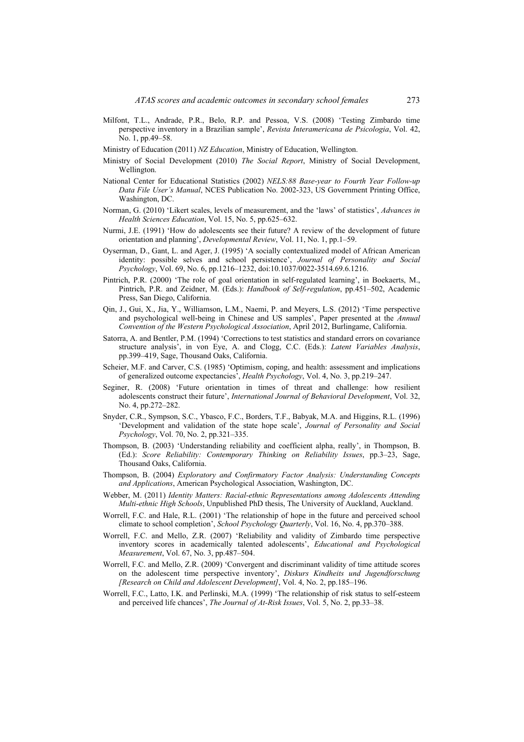Milfont, T.L., Andrade, P.R., Belo, R.P. and Pessoa, V.S. (2008) 'Testing Zimbardo time perspective inventory in a Brazilian sample', *Revista Interamericana de Psicologia*, Vol. 42, No. 1, pp.49–58.

Ministry of Education (2011) *NZ Education*, Ministry of Education, Wellington.

Ministry of Social Development (2010) *The Social Report*, Ministry of Social Development, Wellington.

National Center for Educational Statistics (2002) *NELS:88 Base-year to Fourth Year Follow-up Data File User's Manual*, NCES Publication No. 2002-323, US Government Printing Office, Washington, DC.

Norman, G. (2010) 'Likert scales, levels of measurement, and the 'laws' of statistics', *Advances in Health Sciences Education*, Vol. 15, No. 5, pp.625–632.

Nurmi, J.E. (1991) 'How do adolescents see their future? A review of the development of future orientation and planning', *Developmental Review*, Vol. 11, No. 1, pp.1–59.

Oyserman, D., Gant, L. and Ager, J. (1995) 'A socially contextualized model of African American identity: possible selves and school persistence', *Journal of Personality and Social Psychology*, Vol. 69, No. 6, pp.1216–1232, doi:10.1037/0022-3514.69.6.1216.

Pintrich, P.R. (2000) 'The role of goal orientation in self-regulated learning', in Boekaerts, M., Pintrich, P.R. and Zeidner, M. (Eds.): *Handbook of Self-regulation*, pp.451–502, Academic Press, San Diego, California.

Qin, J., Gui, X., Jia, Y., Williamson, L.M., Naemi, P. and Meyers, L.S. (2012) 'Time perspective and psychological well-being in Chinese and US samples', Paper presented at the *Annual Convention of the Western Psychological Association*, April 2012, Burlingame, California.

Satorra, A. and Bentler, P.M. (1994) 'Corrections to test statistics and standard errors on covariance structure analysis', in von Eye, A. and Clogg, C.C. (Eds.): *Latent Variables Analysis*, pp.399–419, Sage, Thousand Oaks, California.

Scheier, M.F. and Carver, C.S. (1985) 'Optimism, coping, and health: assessment and implications of generalized outcome expectancies', *Health Psychology*, Vol. 4, No. 3, pp.219–247.

Seginer, R. (2008) 'Future orientation in times of threat and challenge: how resilient adolescents construct their future', *International Journal of Behavioral Development*, Vol. 32, No. 4, pp.272–282.

Snyder, C.R., Sympson, S.C., Ybasco, F.C., Borders, T.F., Babyak, M.A. and Higgins, R.L. (1996) 'Development and validation of the state hope scale', *Journal of Personality and Social Psychology*, Vol. 70, No. 2, pp.321–335.

Thompson, B. (2003) 'Understanding reliability and coefficient alpha, really', in Thompson, B. (Ed.): *Score Reliability: Contemporary Thinking on Reliability Issues*, pp.3–23, Sage, Thousand Oaks, California.

Thompson, B. (2004) *Exploratory and Confirmatory Factor Analysis: Understanding Concepts and Applications*, American Psychological Association, Washington, DC.

Webber, M. (2011) *Identity Matters: Racial-ethnic Representations among Adolescents Attending Multi-ethnic High Schools*, Unpublished PhD thesis, The University of Auckland, Auckland.

Worrell, F.C. and Hale, R.L. (2001) 'The relationship of hope in the future and perceived school climate to school completion', *School Psychology Quarterly*, Vol. 16, No. 4, pp.370–388.

Worrell, F.C. and Mello, Z.R. (2007) 'Reliability and validity of Zimbardo time perspective inventory scores in academically talented adolescents', *Educational and Psychological Measurement*, Vol. 67, No. 3, pp.487–504.

Worrell, F.C. and Mello, Z.R. (2009) 'Convergent and discriminant validity of time attitude scores on the adolescent time perspective inventory', *Diskurs Kindheits und Jugendforschung [Research on Child and Adolescent Development]*, Vol. 4, No. 2, pp.185–196.

Worrell, F.C., Latto, I.K. and Perlinski, M.A. (1999) 'The relationship of risk status to self-esteem and perceived life chances', *The Journal of At-Risk Issues*, Vol. 5, No. 2, pp.33–38.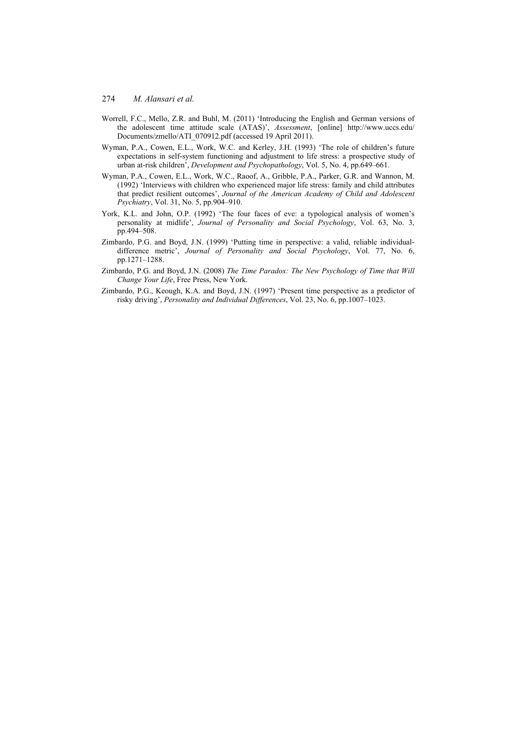Worrell, F.C., Mello, Z.R. and Buhl, M. (2011) 'Introducing the English and German versions of the adolescent time attitude scale (ATAS)', *Assessment*, [online] http://www.uccs.edu/Documents/zmello/ATI_070912.pdf (accessed 19 April 2011).

Wyman, P.A., Cowen, E.L., Work, W.C. and Kerley, J.H. (1993) 'The role of children's future expectations in self-system functioning and adjustment to life stress: a prospective study of urban at-risk children', *Development and Psychopathology*, Vol. 5, No. 4, pp.649–661.

Wyman, P.A., Cowen, E.L., Work, W.C., Raoof, A., Gribble, P.A., Parker, G.R. and Wannon, M. (1992) 'Interviews with children who experienced major life stress: family and child attributes that predict resilient outcomes', *Journal of the American Academy of Child and Adolescent Psychiatry*, Vol. 31, No. 5, pp.904–910.

York, K.L. and John, O.P. (1992) 'The four faces of eve: a typological analysis of women's personality at midlife', *Journal of Personality and Social Psychology*, Vol. 63, No. 3, pp.494–508.

Zimbardo, P.G. and Boyd, J.N. (1999) 'Putting time in perspective: a valid, reliable individual-difference metric', *Journal of Personality and Social Psychology*, Vol. 77, No. 6, pp.1271–1288.

Zimbardo, P.G. and Boyd, J.N. (2008) *The Time Paradox: The New Psychology of Time that Will Change Your Life*, Free Press, New York.

Zimbardo, P.G., Keough, K.A. and Boyd, J.N. (1997) 'Present time perspective as a predictor of risky driving', *Personality and Individual Differences*, Vol. 23, No. 6, pp.1007–1023.